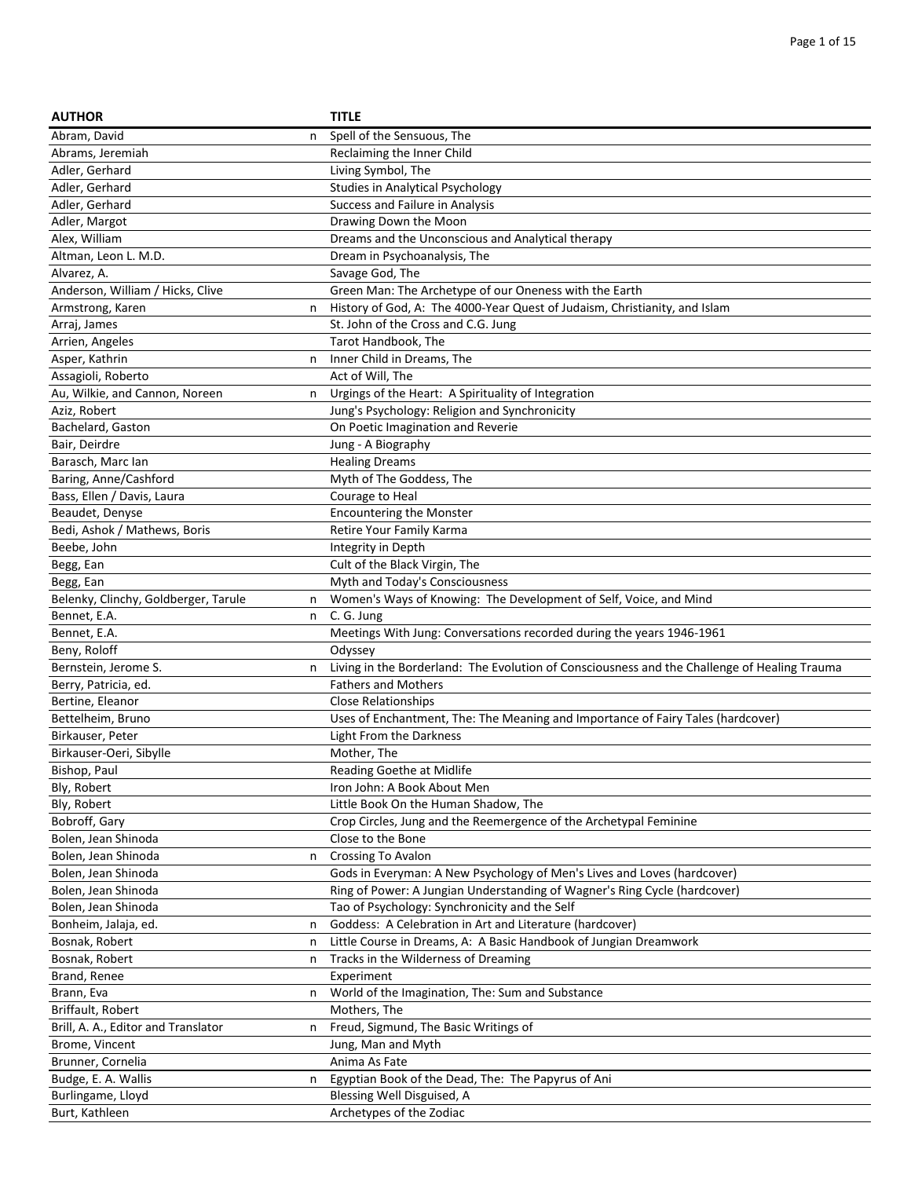| AUTHOR | | TITLE |
|---|---|---|
| Abram, David | n | Spell of the Sensuous, The |
| Abrams, Jeremiah | | Reclaiming the Inner Child |
| Adler, Gerhard | | Living Symbol, The |
| Adler, Gerhard | | Studies in Analytical Psychology |
| Adler, Gerhard | | Success and Failure in Analysis |
| Adler, Margot | | Drawing Down the Moon |
| Alex, William | | Dreams and the Unconscious and Analytical therapy |
| Altman, Leon L. M.D. | | Dream in Psychoanalysis, The |
| Alvarez, A. | | Savage God, The |
| Anderson, William / Hicks, Clive | | Green Man: The Archetype of our Oneness with the Earth |
| Armstrong, Karen | n | History of God, A: The 4000-Year Quest of Judaism, Christianity, and Islam |
| Arraj, James | | St. John of the Cross and C.G. Jung |
| Arrien, Angeles | | Tarot Handbook, The |
| Asper, Kathrin | n | Inner Child in Dreams, The |
| Assagioli, Roberto | | Act of Will, The |
| Au, Wilkie, and Cannon, Noreen | n | Urgings of the Heart: A Spirituality of Integration |
| Aziz, Robert | | Jung's Psychology: Religion and Synchronicity |
| Bachelard, Gaston | | On Poetic Imagination and Reverie |
| Bair, Deirdre | | Jung - A Biography |
| Barasch, Marc Ian | | Healing Dreams |
| Baring, Anne/Cashford | | Myth of The Goddess, The |
| Bass, Ellen / Davis, Laura | | Courage to Heal |
| Beaudet, Denyse | | Encountering the Monster |
| Bedi, Ashok / Mathews, Boris | | Retire Your Family Karma |
| Beebe, John | | Integrity in Depth |
| Begg, Ean | | Cult of the Black Virgin, The |
| Begg, Ean | | Myth and Today's Consciousness |
| Belenky, Clinchy, Goldberger, Tarule | n | Women's Ways of Knowing: The Development of Self, Voice, and Mind |
| Bennet, E.A. | n | C. G. Jung |
| Bennet, E.A. | | Meetings With Jung: Conversations recorded during the years 1946-1961 |
| Beny, Roloff | | Odyssey |
| Bernstein, Jerome S. | n | Living in the Borderland: The Evolution of Consciousness and the Challenge of Healing Trauma |
| Berry, Patricia, ed. | | Fathers and Mothers |
| Bertine, Eleanor | | Close Relationships |
| Bettelheim, Bruno | | Uses of Enchantment, The: The Meaning and Importance of Fairy Tales (hardcover) |
| Birkauser, Peter | | Light From the Darkness |
| Birkauser-Oeri, Sibylle | | Mother, The |
| Bishop, Paul | | Reading Goethe at Midlife |
| Bly, Robert | | Iron John: A Book About Men |
| Bly, Robert | | Little Book On the Human Shadow, The |
| Bobroff, Gary | | Crop Circles, Jung and the Reemergence of the Archetypal Feminine |
| Bolen, Jean Shinoda | | Close to the Bone |
| Bolen, Jean Shinoda | n | Crossing To Avalon |
| Bolen, Jean Shinoda | | Gods in Everyman: A New Psychology of Men's Lives and Loves (hardcover) |
| Bolen, Jean Shinoda | | Ring of Power: A Jungian Understanding of Wagner's Ring Cycle (hardcover) |
| Bolen, Jean Shinoda | | Tao of Psychology: Synchronicity and the Self |
| Bonheim, Jalaja, ed. | n | Goddess: A Celebration in Art and Literature (hardcover) |
| Bosnak, Robert | n | Little Course in Dreams, A: A Basic Handbook of Jungian Dreamwork |
| Bosnak, Robert | n | Tracks in the Wilderness of Dreaming |
| Brand, Renee | | Experiment |
| Brann, Eva | n | World of the Imagination, The: Sum and Substance |
| Briffault, Robert | | Mothers, The |
| Brill, A. A., Editor and Translator | n | Freud, Sigmund, The Basic Writings of |
| Brome, Vincent | | Jung, Man and Myth |
| Brunner, Cornelia | | Anima As Fate |
| Budge, E. A. Wallis | n | Egyptian Book of the Dead, The: The Papyrus of Ani |
| Burlingame, Lloyd | | Blessing Well Disguised, A |
| Burt, Kathleen | | Archetypes of the Zodiac |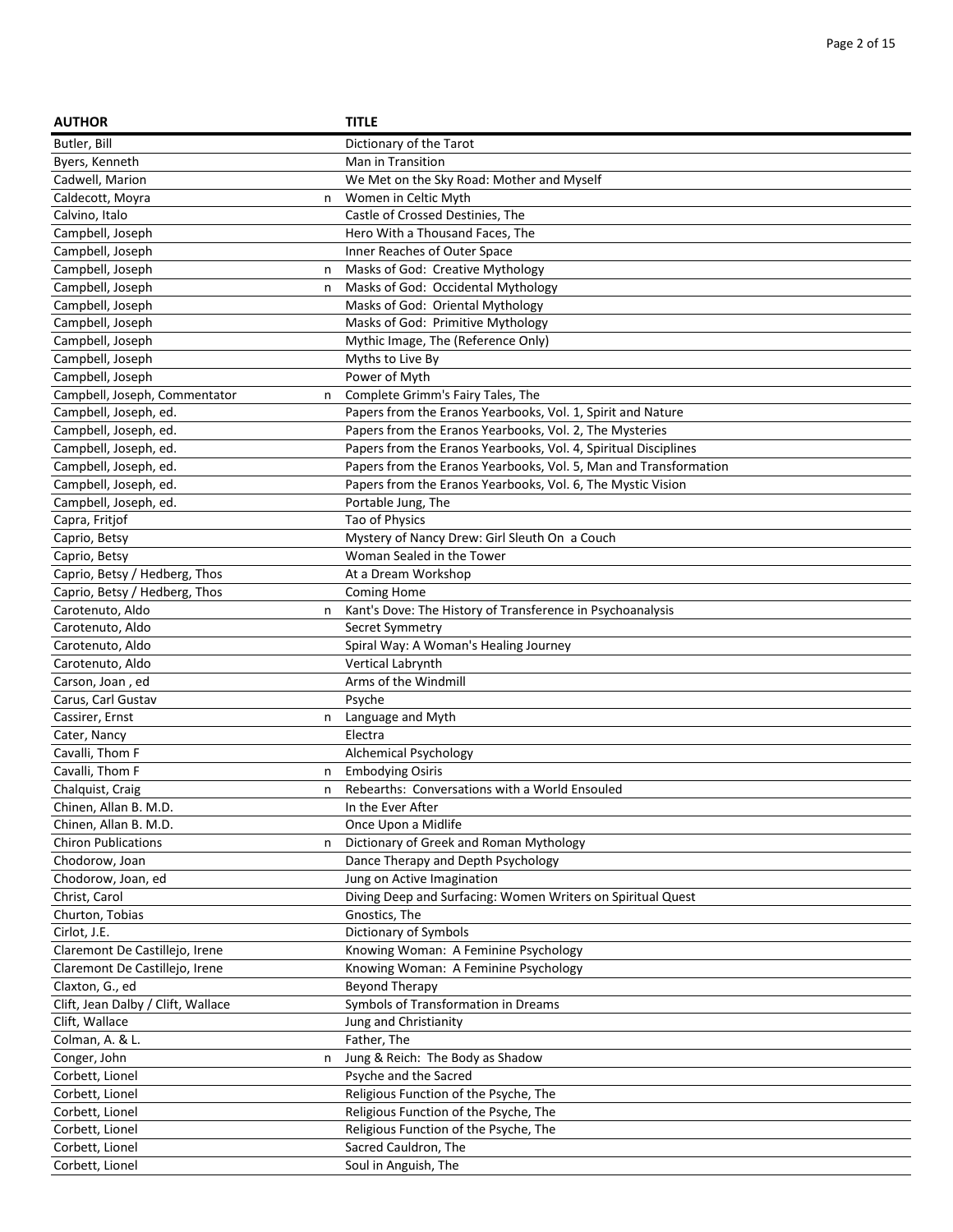| AUTHOR | | TITLE |
|---|---|---|
| Butler, Bill | | Dictionary of the Tarot |
| Byers, Kenneth | | Man in Transition |
| Cadwell, Marion | | We Met on the Sky Road: Mother and Myself |
| Caldecott, Moyra | n | Women in Celtic Myth |
| Calvino, Italo | | Castle of Crossed Destinies, The |
| Campbell, Joseph | | Hero With a Thousand Faces, The |
| Campbell, Joseph | | Inner Reaches of Outer Space |
| Campbell, Joseph | n | Masks of God: Creative Mythology |
| Campbell, Joseph | n | Masks of God: Occidental Mythology |
| Campbell, Joseph | | Masks of God: Oriental Mythology |
| Campbell, Joseph | | Masks of God: Primitive Mythology |
| Campbell, Joseph | | Mythic Image, The (Reference Only) |
| Campbell, Joseph | | Myths to Live By |
| Campbell, Joseph | | Power of Myth |
| Campbell, Joseph, Commentator | n | Complete Grimm's Fairy Tales, The |
| Campbell, Joseph, ed. | | Papers from the Eranos Yearbooks, Vol. 1, Spirit and Nature |
| Campbell, Joseph, ed. | | Papers from the Eranos Yearbooks, Vol. 2, The Mysteries |
| Campbell, Joseph, ed. | | Papers from the Eranos Yearbooks, Vol. 4, Spiritual Disciplines |
| Campbell, Joseph, ed. | | Papers from the Eranos Yearbooks, Vol. 5, Man and Transformation |
| Campbell, Joseph, ed. | | Papers from the Eranos Yearbooks, Vol. 6, The Mystic Vision |
| Campbell, Joseph, ed. | | Portable Jung, The |
| Capra, Fritjof | | Tao of Physics |
| Caprio, Betsy | | Mystery of Nancy Drew: Girl Sleuth On a Couch |
| Caprio, Betsy | | Woman Sealed in the Tower |
| Caprio, Betsy / Hedberg, Thos | | At a Dream Workshop |
| Caprio, Betsy / Hedberg, Thos | | Coming Home |
| Carotenuto, Aldo | n | Kant's Dove: The History of Transference in Psychoanalysis |
| Carotenuto, Aldo | | Secret Symmetry |
| Carotenuto, Aldo | | Spiral Way: A Woman's Healing Journey |
| Carotenuto, Aldo | | Vertical Labrynth |
| Carson, Joan , ed | | Arms of the Windmill |
| Carus, Carl Gustav | | Psyche |
| Cassirer, Ernst | n | Language and Myth |
| Cater, Nancy | | Electra |
| Cavalli, Thom F | | Alchemical Psychology |
| Cavalli, Thom F | n | Embodying Osiris |
| Chalquist, Craig | n | Rebearths: Conversations with a World Ensouled |
| Chinen, Allan B. M.D. | | In the Ever After |
| Chinen, Allan B. M.D. | | Once Upon a Midlife |
| Chiron Publications | n | Dictionary of Greek and Roman Mythology |
| Chodorow, Joan | | Dance Therapy and Depth Psychology |
| Chodorow, Joan, ed | | Jung on Active Imagination |
| Christ, Carol | | Diving Deep and Surfacing: Women Writers on Spiritual Quest |
| Churton, Tobias | | Gnostics, The |
| Cirlot, J.E. | | Dictionary of Symbols |
| Claremont De Castillejo, Irene | | Knowing Woman: A Feminine Psychology |
| Claremont De Castillejo, Irene | | Knowing Woman: A Feminine Psychology |
| Claxton, G., ed | | Beyond Therapy |
| Clift, Jean Dalby / Clift, Wallace | | Symbols of Transformation in Dreams |
| Clift, Wallace | | Jung and Christianity |
| Colman, A. & L. | | Father, The |
| Conger, John | n | Jung & Reich: The Body as Shadow |
| Corbett, Lionel | | Psyche and the Sacred |
| Corbett, Lionel | | Religious Function of the Psyche, The |
| Corbett, Lionel | | Religious Function of the Psyche, The |
| Corbett, Lionel | | Religious Function of the Psyche, The |
| Corbett, Lionel | | Sacred Cauldron, The |
| Corbett, Lionel | | Soul in Anguish, The |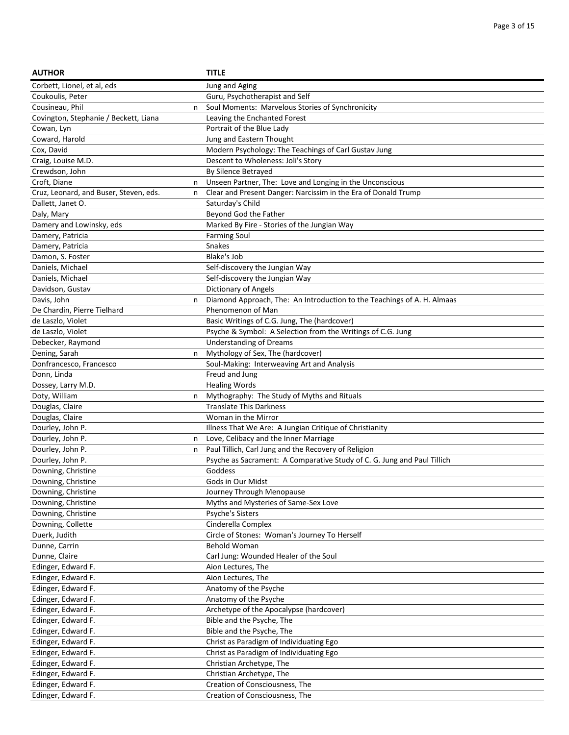| AUTHOR | | TITLE |
|---|---|---|
| Corbett, Lionel, et al, eds | | Jung and Aging |
| Coukoulis, Peter | | Guru, Psychotherapist and Self |
| Cousineau, Phil | n | Soul Moments: Marvelous Stories of Synchronicity |
| Covington, Stephanie / Beckett, Liana | | Leaving the Enchanted Forest |
| Cowan, Lyn | | Portrait of the Blue Lady |
| Coward, Harold | | Jung and Eastern Thought |
| Cox, David | | Modern Psychology: The Teachings of Carl Gustav Jung |
| Craig, Louise M.D. | | Descent to Wholeness: Joli's Story |
| Crewdson, John | | By Silence Betrayed |
| Croft, Diane | n | Unseen Partner, The: Love and Longing in the Unconscious |
| Cruz, Leonard, and Buser, Steven, eds. | n | Clear and Present Danger: Narcissim in the Era of Donald Trump |
| Dallett, Janet O. | | Saturday's Child |
| Daly, Mary | | Beyond God the Father |
| Damery and Lowinsky, eds | | Marked By Fire - Stories of the Jungian Way |
| Damery, Patricia | | Farming Soul |
| Damery, Patricia | | Snakes |
| Damon, S. Foster | | Blake's Job |
| Daniels, Michael | | Self-discovery the Jungian Way |
| Daniels, Michael | | Self-discovery the Jungian Way |
| Davidson, Gustav | | Dictionary of Angels |
| Davis, John | n | Diamond Approach, The: An Introduction to the Teachings of A. H. Almaas |
| De Chardin, Pierre Tielhard | | Phenomenon of Man |
| de Laszlo, Violet | | Basic Writings of C.G. Jung, The (hardcover) |
| de Laszlo, Violet | | Psyche & Symbol: A Selection from the Writings of C.G. Jung |
| Debecker, Raymond | | Understanding of Dreams |
| Dening, Sarah | n | Mythology of Sex, The (hardcover) |
| Donfrancesco, Francesco | | Soul-Making: Interweaving Art and Analysis |
| Donn, Linda | | Freud and Jung |
| Dossey, Larry M.D. | | Healing Words |
| Doty, William | n | Mythography: The Study of Myths and Rituals |
| Douglas, Claire | | Translate This Darkness |
| Douglas, Claire | | Woman in the Mirror |
| Dourley, John P. | | Illness That We Are: A Jungian Critique of Christianity |
| Dourley, John P. | n | Love, Celibacy and the Inner Marriage |
| Dourley, John P. | n | Paul Tillich, Carl Jung and the Recovery of Religion |
| Dourley, John P. | | Psyche as Sacrament: A Comparative Study of C. G. Jung and Paul Tillich |
| Downing, Christine | | Goddess |
| Downing, Christine | | Gods in Our Midst |
| Downing, Christine | | Journey Through Menopause |
| Downing, Christine | | Myths and Mysteries of Same-Sex Love |
| Downing, Christine | | Psyche's Sisters |
| Downing, Collette | | Cinderella Complex |
| Duerk, Judith | | Circle of Stones: Woman's Journey To Herself |
| Dunne, Carrin | | Behold Woman |
| Dunne, Claire | | Carl Jung: Wounded Healer of the Soul |
| Edinger, Edward F. | | Aion Lectures, The |
| Edinger, Edward F. | | Aion Lectures, The |
| Edinger, Edward F. | | Anatomy of the Psyche |
| Edinger, Edward F. | | Anatomy of the Psyche |
| Edinger, Edward F. | | Archetype of the Apocalypse (hardcover) |
| Edinger, Edward F. | | Bible and the Psyche, The |
| Edinger, Edward F. | | Bible and the Psyche, The |
| Edinger, Edward F. | | Christ as Paradigm of Individuating Ego |
| Edinger, Edward F. | | Christ as Paradigm of Individuating Ego |
| Edinger, Edward F. | | Christian Archetype, The |
| Edinger, Edward F. | | Christian Archetype, The |
| Edinger, Edward F. | | Creation of Consciousness, The |
| Edinger, Edward F. | | Creation of Consciousness, The |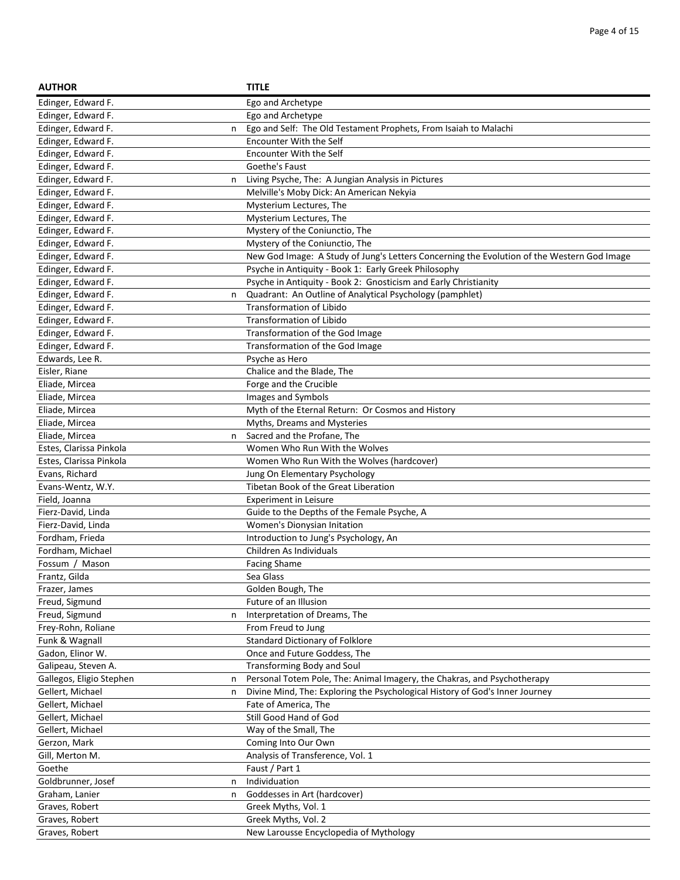| AUTHOR | | TITLE |
|---|---|---|
| Edinger, Edward F. | | Ego and Archetype |
| Edinger, Edward F. | | Ego and Archetype |
| Edinger, Edward F. | n | Ego and Self: The Old Testament Prophets, From Isaiah to Malachi |
| Edinger, Edward F. | | Encounter With the Self |
| Edinger, Edward F. | | Encounter With the Self |
| Edinger, Edward F. | | Goethe's Faust |
| Edinger, Edward F. | n | Living Psyche, The: A Jungian Analysis in Pictures |
| Edinger, Edward F. | | Melville's Moby Dick: An American Nekyia |
| Edinger, Edward F. | | Mysterium Lectures, The |
| Edinger, Edward F. | | Mysterium Lectures, The |
| Edinger, Edward F. | | Mystery of the Coniunctio, The |
| Edinger, Edward F. | | Mystery of the Coniunctio, The |
| Edinger, Edward F. | | New God Image: A Study of Jung's Letters Concerning the Evolution of the Western God Image |
| Edinger, Edward F. | | Psyche in Antiquity - Book 1: Early Greek Philosophy |
| Edinger, Edward F. | | Psyche in Antiquity - Book 2: Gnosticism and Early Christianity |
| Edinger, Edward F. | n | Quadrant: An Outline of Analytical Psychology (pamphlet) |
| Edinger, Edward F. | | Transformation of Libido |
| Edinger, Edward F. | | Transformation of Libido |
| Edinger, Edward F. | | Transformation of the God Image |
| Edinger, Edward F. | | Transformation of the God Image |
| Edwards, Lee R. | | Psyche as Hero |
| Eisler, Riane | | Chalice and the Blade, The |
| Eliade, Mircea | | Forge and the Crucible |
| Eliade, Mircea | | Images and Symbols |
| Eliade, Mircea | | Myth of the Eternal Return: Or Cosmos and History |
| Eliade, Mircea | | Myths, Dreams and Mysteries |
| Eliade, Mircea | n | Sacred and the Profane, The |
| Estes, Clarissa Pinkola | | Women Who Run With the Wolves |
| Estes, Clarissa Pinkola | | Women Who Run With the Wolves (hardcover) |
| Evans, Richard | | Jung On Elementary Psychology |
| Evans-Wentz, W.Y. | | Tibetan Book of the Great Liberation |
| Field, Joanna | | Experiment in Leisure |
| Fierz-David, Linda | | Guide to the Depths of the Female Psyche, A |
| Fierz-David, Linda | | Women's Dionysian Initation |
| Fordham, Frieda | | Introduction to Jung's Psychology, An |
| Fordham, Michael | | Children As Individuals |
| Fossum / Mason | | Facing Shame |
| Frantz, Gilda | | Sea Glass |
| Frazer, James | | Golden Bough, The |
| Freud, Sigmund | | Future of an Illusion |
| Freud, Sigmund | n | Interpretation of Dreams, The |
| Frey-Rohn, Roliane | | From Freud to Jung |
| Funk & Wagnall | | Standard Dictionary of Folklore |
| Gadon, Elinor W. | | Once and Future Goddess, The |
| Galipeau, Steven A. | | Transforming Body and Soul |
| Gallegos, Eligio Stephen | n | Personal Totem Pole, The: Animal Imagery, the Chakras, and Psychotherapy |
| Gellert, Michael | n | Divine Mind, The: Exploring the Psychological History of God's Inner Journey |
| Gellert, Michael | | Fate of America, The |
| Gellert, Michael | | Still Good Hand of God |
| Gellert, Michael | | Way of the Small, The |
| Gerzon, Mark | | Coming Into Our Own |
| Gill, Merton M. | | Analysis of Transference, Vol. 1 |
| Goethe | | Faust / Part 1 |
| Goldbrunner, Josef | n | Individuation |
| Graham, Lanier | n | Goddesses in Art (hardcover) |
| Graves, Robert | | Greek Myths, Vol. 1 |
| Graves, Robert | | Greek Myths, Vol. 2 |
| Graves, Robert | | New Larousse Encyclopedia of Mythology |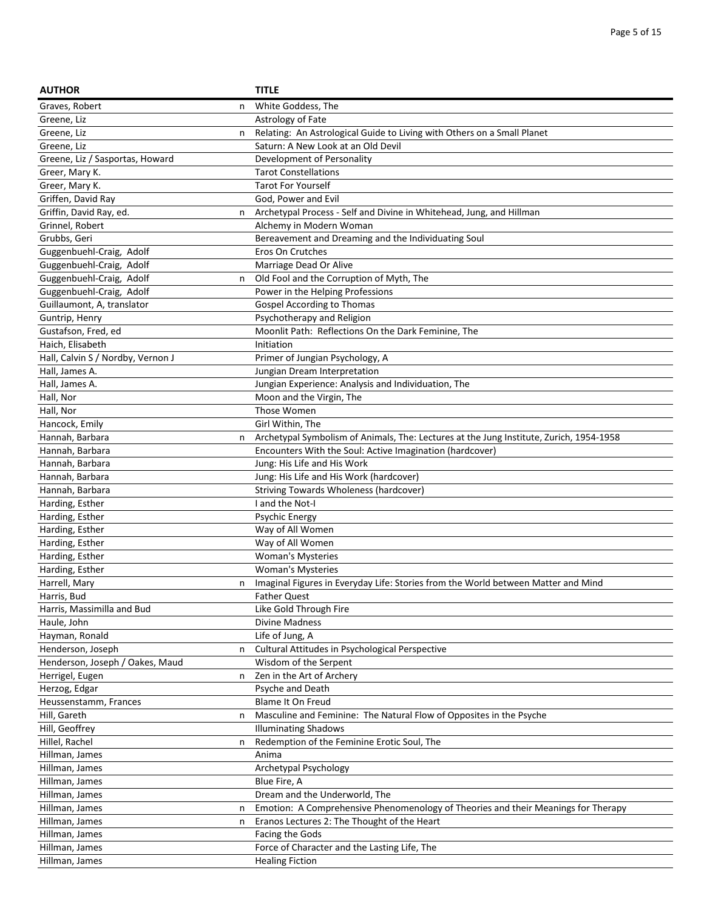| AUTHOR | | TITLE |
|---|---|---|
| Graves, Robert | n | White Goddess, The |
| Greene, Liz | | Astrology of Fate |
| Greene, Liz | n | Relating: An Astrological Guide to Living with Others on a Small Planet |
| Greene, Liz | | Saturn: A New Look at an Old Devil |
| Greene, Liz / Sasportas, Howard | | Development of Personality |
| Greer, Mary K. | | Tarot Constellations |
| Greer, Mary K. | | Tarot For Yourself |
| Griffen, David Ray | | God, Power and Evil |
| Griffin, David Ray, ed. | n | Archetypal Process - Self and Divine in Whitehead, Jung, and Hillman |
| Grinnel, Robert | | Alchemy in Modern Woman |
| Grubbs, Geri | | Bereavement and Dreaming and the Individuating Soul |
| Guggenbuehl-Craig, Adolf | | Eros On Crutches |
| Guggenbuehl-Craig, Adolf | | Marriage Dead Or Alive |
| Guggenbuehl-Craig, Adolf | n | Old Fool and the Corruption of Myth, The |
| Guggenbuehl-Craig, Adolf | | Power in the Helping Professions |
| Guillaumont, A, translator | | Gospel According to Thomas |
| Guntrip, Henry | | Psychotherapy and Religion |
| Gustafson, Fred, ed | | Moonlit Path: Reflections On the Dark Feminine, The |
| Haich, Elisabeth | | Initiation |
| Hall, Calvin S / Nordby, Vernon J | | Primer of Jungian Psychology, A |
| Hall, James A. | | Jungian Dream Interpretation |
| Hall, James A. | | Jungian Experience: Analysis and Individuation, The |
| Hall, Nor | | Moon and the Virgin, The |
| Hall, Nor | | Those Women |
| Hancock, Emily | | Girl Within, The |
| Hannah, Barbara | n | Archetypal Symbolism of Animals, The: Lectures at the Jung Institute, Zurich, 1954-1958 |
| Hannah, Barbara | | Encounters With the Soul: Active Imagination (hardcover) |
| Hannah, Barbara | | Jung: His Life and His Work |
| Hannah, Barbara | | Jung: His Life and His Work (hardcover) |
| Hannah, Barbara | | Striving Towards Wholeness (hardcover) |
| Harding, Esther | | I and the Not-I |
| Harding, Esther | | Psychic Energy |
| Harding, Esther | | Way of All Women |
| Harding, Esther | | Way of All Women |
| Harding, Esther | | Woman's Mysteries |
| Harding, Esther | | Woman's Mysteries |
| Harrell, Mary | n | Imaginal Figures in Everyday Life: Stories from the World between Matter and Mind |
| Harris, Bud | | Father Quest |
| Harris, Massimilla and Bud | | Like Gold Through Fire |
| Haule, John | | Divine Madness |
| Hayman, Ronald | | Life of Jung, A |
| Henderson, Joseph | n | Cultural Attitudes in Psychological Perspective |
| Henderson, Joseph / Oakes, Maud | | Wisdom of the Serpent |
| Herrigel, Eugen | n | Zen in the Art of Archery |
| Herzog, Edgar | | Psyche and Death |
| Heussenstamm, Frances | | Blame It On Freud |
| Hill, Gareth | n | Masculine and Feminine: The Natural Flow of Opposites in the Psyche |
| Hill, Geoffrey | | Illuminating Shadows |
| Hillel, Rachel | n | Redemption of the Feminine Erotic Soul, The |
| Hillman, James | | Anima |
| Hillman, James | | Archetypal Psychology |
| Hillman, James | | Blue Fire, A |
| Hillman, James | | Dream and the Underworld, The |
| Hillman, James | n | Emotion: A Comprehensive Phenomenology of Theories and their Meanings for Therapy |
| Hillman, James | n | Eranos Lectures 2: The Thought of the Heart |
| Hillman, James | | Facing the Gods |
| Hillman, James | | Force of Character and the Lasting Life, The |
| Hillman, James | | Healing Fiction |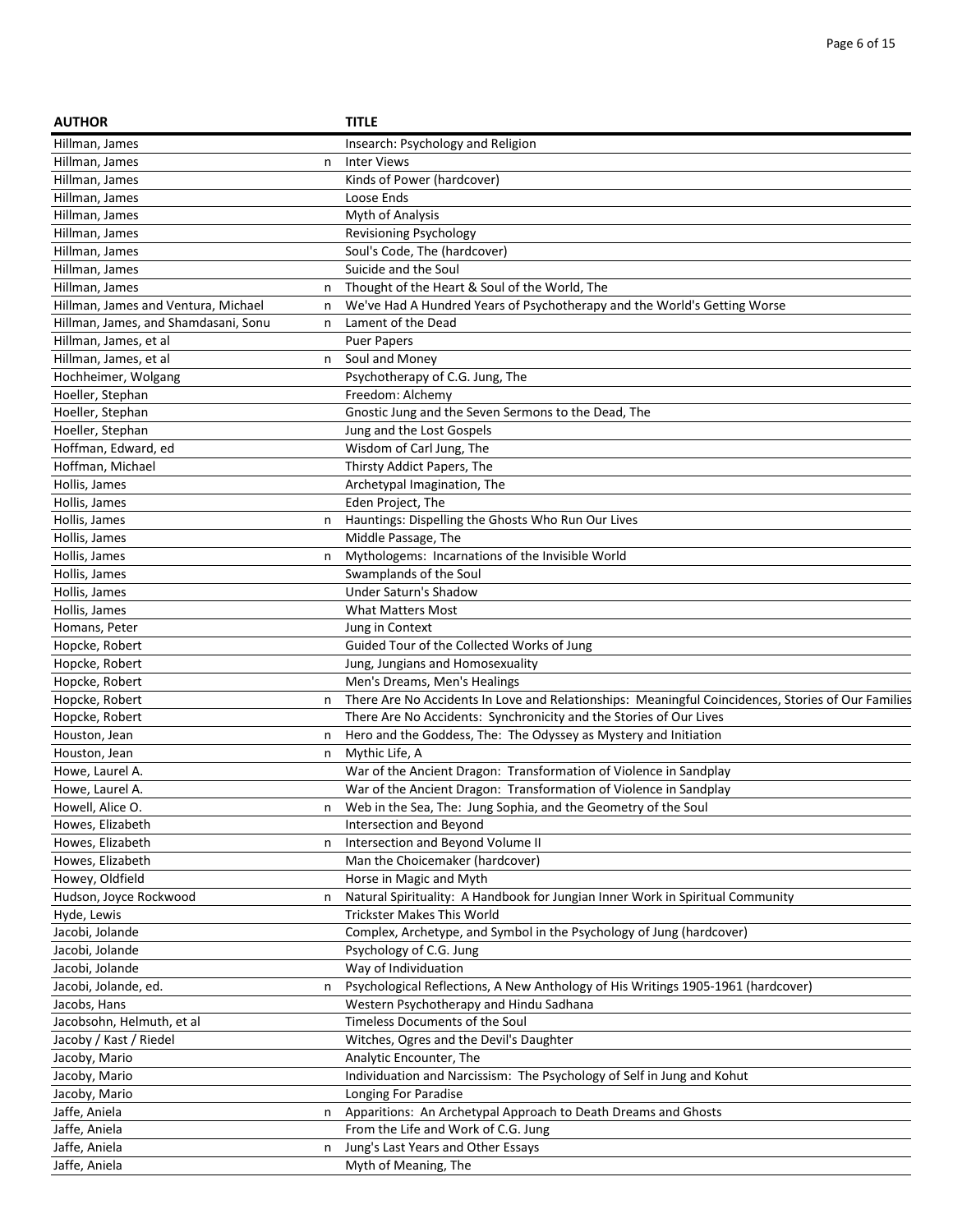| AUTHOR | | TITLE |
|---|---|---|
| Hillman, James | | Insearch: Psychology and Religion |
| Hillman, James | n | Inter Views |
| Hillman, James | | Kinds of Power (hardcover) |
| Hillman, James | | Loose Ends |
| Hillman, James | | Myth of Analysis |
| Hillman, James | | Revisioning Psychology |
| Hillman, James | | Soul's Code, The (hardcover) |
| Hillman, James | | Suicide and the Soul |
| Hillman, James | n | Thought of the Heart & Soul of the World, The |
| Hillman, James and Ventura, Michael | n | We've Had A Hundred Years of Psychotherapy and the World's Getting Worse |
| Hillman, James, and Shamdasani, Sonu | n | Lament of the Dead |
| Hillman, James, et al | | Puer Papers |
| Hillman, James, et al | n | Soul and Money |
| Hochheimer, Wolgang | | Psychotherapy of C.G. Jung, The |
| Hoeller, Stephan | | Freedom: Alchemy |
| Hoeller, Stephan | | Gnostic Jung and the Seven Sermons to the Dead, The |
| Hoeller, Stephan | | Jung and the Lost Gospels |
| Hoffman, Edward, ed | | Wisdom of Carl Jung, The |
| Hoffman, Michael | | Thirsty Addict Papers, The |
| Hollis, James | | Archetypal Imagination, The |
| Hollis, James | | Eden Project, The |
| Hollis, James | n | Hauntings: Dispelling the Ghosts Who Run Our Lives |
| Hollis, James | | Middle Passage, The |
| Hollis, James | n | Mythologems: Incarnations of the Invisible World |
| Hollis, James | | Swamplands of the Soul |
| Hollis, James | | Under Saturn's Shadow |
| Hollis, James | | What Matters Most |
| Homans, Peter | | Jung in Context |
| Hopcke, Robert | | Guided Tour of the Collected Works of Jung |
| Hopcke, Robert | | Jung, Jungians and Homosexuality |
| Hopcke, Robert | | Men's Dreams, Men's Healings |
| Hopcke, Robert | n | There Are No Accidents In Love and Relationships: Meaningful Coincidences, Stories of Our Families |
| Hopcke, Robert | | There Are No Accidents: Synchronicity and the Stories of Our Lives |
| Houston, Jean | n | Hero and the Goddess, The: The Odyssey as Mystery and Initiation |
| Houston, Jean | n | Mythic Life, A |
| Howe, Laurel A. | | War of the Ancient Dragon: Transformation of Violence in Sandplay |
| Howe, Laurel A. | | War of the Ancient Dragon: Transformation of Violence in Sandplay |
| Howell, Alice O. | n | Web in the Sea, The: Jung Sophia, and the Geometry of the Soul |
| Howes, Elizabeth | | Intersection and Beyond |
| Howes, Elizabeth | n | Intersection and Beyond Volume II |
| Howes, Elizabeth | | Man the Choicemaker (hardcover) |
| Howey, Oldfield | | Horse in Magic and Myth |
| Hudson, Joyce Rockwood | n | Natural Spirituality: A Handbook for Jungian Inner Work in Spiritual Community |
| Hyde, Lewis | | Trickster Makes This World |
| Jacobi, Jolande | | Complex, Archetype, and Symbol in the Psychology of Jung (hardcover) |
| Jacobi, Jolande | | Psychology of C.G. Jung |
| Jacobi, Jolande | | Way of Individuation |
| Jacobi, Jolande, ed. | n | Psychological Reflections, A New Anthology of His Writings 1905-1961 (hardcover) |
| Jacobs, Hans | | Western Psychotherapy and Hindu Sadhana |
| Jacobsohn, Helmuth, et al | | Timeless Documents of the Soul |
| Jacoby / Kast / Riedel | | Witches, Ogres and the Devil's Daughter |
| Jacoby, Mario | | Analytic Encounter, The |
| Jacoby, Mario | | Individuation and Narcissism: The Psychology of Self in Jung and Kohut |
| Jacoby, Mario | | Longing For Paradise |
| Jaffe, Aniela | n | Apparitions: An Archetypal Approach to Death Dreams and Ghosts |
| Jaffe, Aniela | | From the Life and Work of C.G. Jung |
| Jaffe, Aniela | n | Jung's Last Years and Other Essays |
| Jaffe, Aniela | | Myth of Meaning, The |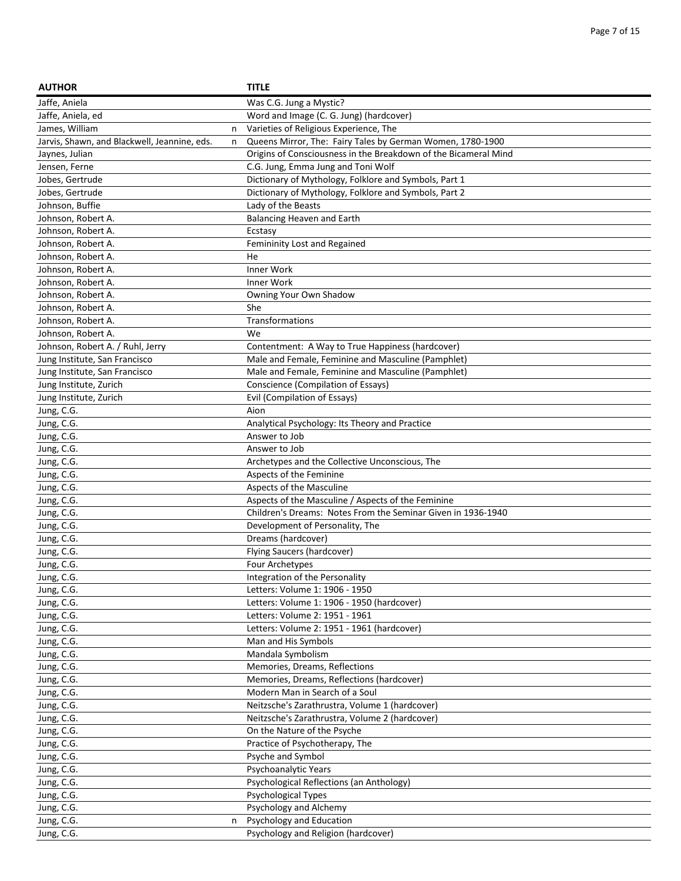| AUTHOR | | TITLE |
|---|---|---|
| Jaffe, Aniela | | Was C.G. Jung a Mystic? |
| Jaffe, Aniela, ed | | Word and Image (C. G. Jung) (hardcover) |
| James, William | n | Varieties of Religious Experience, The |
| Jarvis, Shawn, and Blackwell, Jeannine, eds. | n | Queens Mirror, The:  Fairy Tales by German Women, 1780-1900 |
| Jaynes, Julian | | Origins of Consciousness in the Breakdown of the Bicameral Mind |
| Jensen, Ferne | | C.G. Jung, Emma Jung and Toni Wolf |
| Jobes, Gertrude | | Dictionary of Mythology, Folklore and Symbols, Part 1 |
| Jobes, Gertrude | | Dictionary of Mythology, Folklore and Symbols, Part 2 |
| Johnson, Buffie | | Lady of the Beasts |
| Johnson, Robert A. | | Balancing Heaven and Earth |
| Johnson, Robert A. | | Ecstasy |
| Johnson, Robert A. | | Femininity Lost and Regained |
| Johnson, Robert A. | | He |
| Johnson, Robert A. | | Inner Work |
| Johnson, Robert A. | | Inner Work |
| Johnson, Robert A. | | Owning Your Own Shadow |
| Johnson, Robert A. | | She |
| Johnson, Robert A. | | Transformations |
| Johnson, Robert A. | | We |
| Johnson, Robert A. / Ruhl, Jerry | | Contentment:  A Way to True Happiness (hardcover) |
| Jung Institute, San Francisco | | Male and Female, Feminine and Masculine (Pamphlet) |
| Jung Institute, San Francisco | | Male and Female, Feminine and Masculine (Pamphlet) |
| Jung Institute, Zurich | | Conscience (Compilation of Essays) |
| Jung Institute, Zurich | | Evil (Compilation of Essays) |
| Jung, C.G. | | Aion |
| Jung, C.G. | | Analytical Psychology: Its Theory and Practice |
| Jung, C.G. | | Answer to Job |
| Jung, C.G. | | Answer to Job |
| Jung, C.G. | | Archetypes and the Collective Unconscious, The |
| Jung, C.G. | | Aspects of the Feminine |
| Jung, C.G. | | Aspects of the Masculine |
| Jung, C.G. | | Aspects of the Masculine / Aspects of the Feminine |
| Jung, C.G. | | Children's Dreams:  Notes From the Seminar Given in 1936-1940 |
| Jung, C.G. | | Development of Personality, The |
| Jung, C.G. | | Dreams (hardcover) |
| Jung, C.G. | | Flying Saucers (hardcover) |
| Jung, C.G. | | Four Archetypes |
| Jung, C.G. | | Integration of the Personality |
| Jung, C.G. | | Letters: Volume 1: 1906 - 1950 |
| Jung, C.G. | | Letters: Volume 1: 1906 - 1950 (hardcover) |
| Jung, C.G. | | Letters: Volume 2: 1951 - 1961 |
| Jung, C.G. | | Letters: Volume 2: 1951 - 1961 (hardcover) |
| Jung, C.G. | | Man and His Symbols |
| Jung, C.G. | | Mandala Symbolism |
| Jung, C.G. | | Memories, Dreams, Reflections |
| Jung, C.G. | | Memories, Dreams, Reflections (hardcover) |
| Jung, C.G. | | Modern Man in Search of a Soul |
| Jung, C.G. | | Neitzsche's Zarathrustra, Volume 1 (hardcover) |
| Jung, C.G. | | Neitzsche's Zarathrustra, Volume 2 (hardcover) |
| Jung, C.G. | | On the Nature of the Psyche |
| Jung, C.G. | | Practice of Psychotherapy, The |
| Jung, C.G. | | Psyche and Symbol |
| Jung, C.G. | | Psychoanalytic Years |
| Jung, C.G. | | Psychological Reflections (an Anthology) |
| Jung, C.G. | | Psychological Types |
| Jung, C.G. | | Psychology and Alchemy |
| Jung, C.G. | n | Psychology and Education |
| Jung, C.G. | | Psychology and Religion (hardcover) |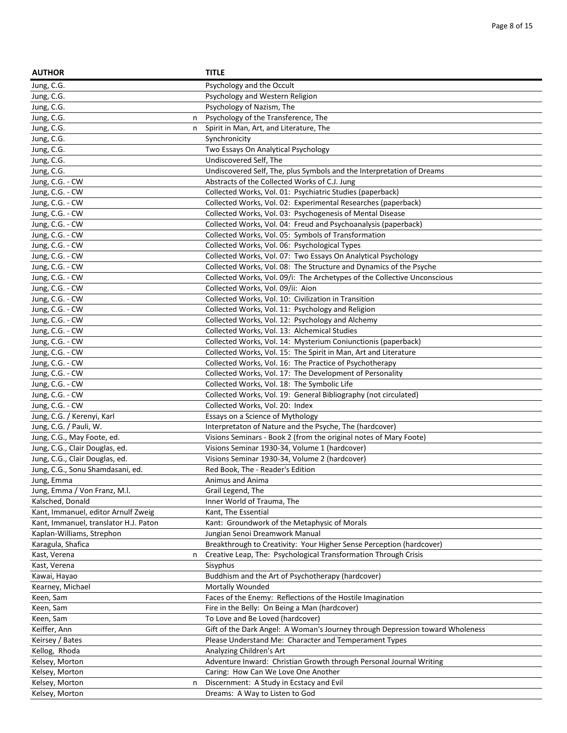| AUTHOR | | TITLE |
|---|---|---|
| Jung, C.G. | | Psychology and the Occult |
| Jung, C.G. | | Psychology and Western Religion |
| Jung, C.G. | | Psychology of Nazism, The |
| Jung, C.G. | n | Psychology of the Transference, The |
| Jung, C.G. | n | Spirit in Man, Art, and Literature, The |
| Jung, C.G. | | Synchronicity |
| Jung, C.G. | | Two Essays On Analytical Psychology |
| Jung, C.G. | | Undiscovered Self, The |
| Jung, C.G. | | Undiscovered Self, The, plus Symbols and the Interpretation of Dreams |
| Jung, C.G. - CW | | Abstracts of the Collected Works of C.J. Jung |
| Jung, C.G. - CW | | Collected Works, Vol. 01: Psychiatric Studies (paperback) |
| Jung, C.G. - CW | | Collected Works, Vol. 02: Experimental Researches (paperback) |
| Jung, C.G. - CW | | Collected Works, Vol. 03: Psychogenesis of Mental Disease |
| Jung, C.G. - CW | | Collected Works, Vol. 04: Freud and Psychoanalysis (paperback) |
| Jung, C.G. - CW | | Collected Works, Vol. 05: Symbols of Transformation |
| Jung, C.G. - CW | | Collected Works, Vol. 06: Psychological Types |
| Jung, C.G. - CW | | Collected Works, Vol. 07: Two Essays On Analytical Psychology |
| Jung, C.G. - CW | | Collected Works, Vol. 08: The Structure and Dynamics of the Psyche |
| Jung, C.G. - CW | | Collected Works, Vol. 09/i: The Archetypes of the Collective Unconscious |
| Jung, C.G. - CW | | Collected Works, Vol. 09/ii: Aion |
| Jung, C.G. - CW | | Collected Works, Vol. 10: Civilization in Transition |
| Jung, C.G. - CW | | Collected Works, Vol. 11: Psychology and Religion |
| Jung, C.G. - CW | | Collected Works, Vol. 12: Psychology and Alchemy |
| Jung, C.G. - CW | | Collected Works, Vol. 13: Alchemical Studies |
| Jung, C.G. - CW | | Collected Works, Vol. 14: Mysterium Coniunctionis (paperback) |
| Jung, C.G. - CW | | Collected Works, Vol. 15: The Spirit in Man, Art and Literature |
| Jung, C.G. - CW | | Collected Works, Vol. 16: The Practice of Psychotherapy |
| Jung, C.G. - CW | | Collected Works, Vol. 17: The Development of Personality |
| Jung, C.G. - CW | | Collected Works, Vol. 18: The Symbolic Life |
| Jung, C.G. - CW | | Collected Works, Vol. 19: General Bibliography (not circulated) |
| Jung, C.G. - CW | | Collected Works, Vol. 20: Index |
| Jung, C.G. / Kerenyi, Karl | | Essays on a Science of Mythology |
| Jung, C.G. / Pauli, W. | | Interpretaton of Nature and the Psyche, The (hardcover) |
| Jung, C.G., May Foote, ed. | | Visions Seminars - Book 2 (from the original notes of Mary Foote) |
| Jung, C.G., Clair Douglas, ed. | | Visions Seminar 1930-34, Volume 1 (hardcover) |
| Jung, C.G., Clair Douglas, ed. | | Visions Seminar 1930-34, Volume 2 (hardcover) |
| Jung, C.G., Sonu Shamdasani, ed. | | Red Book, The - Reader's Edition |
| Jung, Emma | | Animus and Anima |
| Jung, Emma / Von Franz, M.l. | | Grail Legend, The |
| Kalsched, Donald | | Inner World of Trauma, The |
| Kant, Immanuel, editor Arnulf Zweig | | Kant, The Essential |
| Kant, Immanuel, translator H.J. Paton | | Kant: Groundwork of the Metaphysic of Morals |
| Kaplan-Williams, Strephon | | Jungian Senoi Dreamwork Manual |
| Karagula, Shafica | | Breakthrough to Creativity: Your Higher Sense Perception (hardcover) |
| Kast, Verena | n | Creative Leap, The: Psychological Transformation Through Crisis |
| Kast, Verena | | Sisyphus |
| Kawai, Hayao | | Buddhism and the Art of Psychotherapy (hardcover) |
| Kearney, Michael | | Mortally Wounded |
| Keen, Sam | | Faces of the Enemy: Reflections of the Hostile Imagination |
| Keen, Sam | | Fire in the Belly: On Being a Man (hardcover) |
| Keen, Sam | | To Love and Be Loved (hardcover) |
| Keiffer, Ann | | Gift of the Dark Angel: A Woman's Journey through Depression toward Wholeness |
| Keirsey / Bates | | Please Understand Me: Character and Temperament Types |
| Kellog, Rhoda | | Analyzing Children's Art |
| Kelsey, Morton | | Adventure Inward: Christian Growth through Personal Journal Writing |
| Kelsey, Morton | | Caring: How Can We Love One Another |
| Kelsey, Morton | n | Discernment: A Study in Ecstacy and Evil |
| Kelsey, Morton | | Dreams: A Way to Listen to God |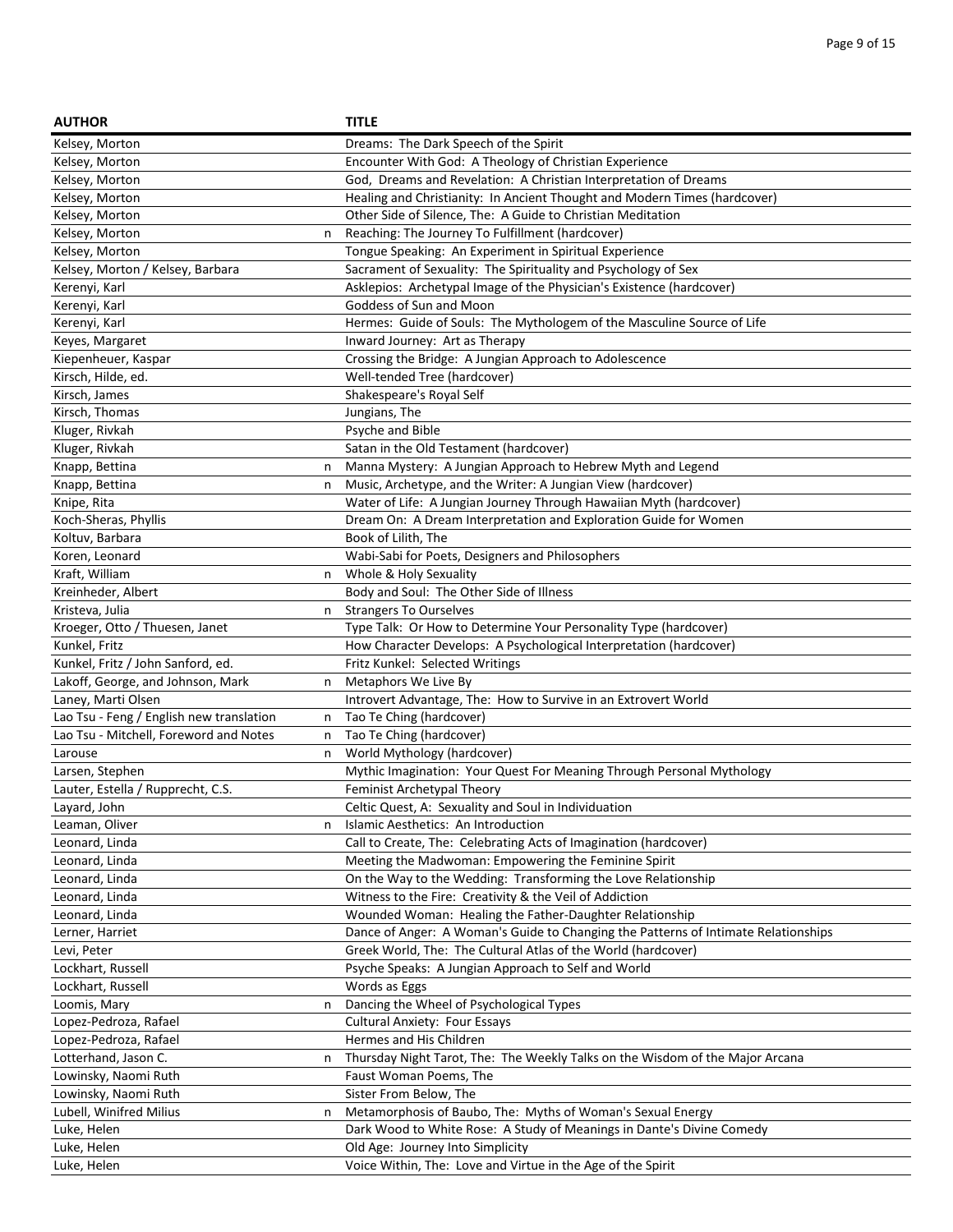| AUTHOR | | TITLE |
|---|---|---|
| Kelsey, Morton | | Dreams: The Dark Speech of the Spirit |
| Kelsey, Morton | | Encounter With God: A Theology of Christian Experience |
| Kelsey, Morton | | God, Dreams and Revelation: A Christian Interpretation of Dreams |
| Kelsey, Morton | | Healing and Christianity: In Ancient Thought and Modern Times (hardcover) |
| Kelsey, Morton | | Other Side of Silence, The: A Guide to Christian Meditation |
| Kelsey, Morton | n | Reaching: The Journey To Fulfillment (hardcover) |
| Kelsey, Morton | | Tongue Speaking: An Experiment in Spiritual Experience |
| Kelsey, Morton / Kelsey, Barbara | | Sacrament of Sexuality: The Spirituality and Psychology of Sex |
| Kerenyi, Karl | | Asklepios: Archetypal Image of the Physician's Existence (hardcover) |
| Kerenyi, Karl | | Goddess of Sun and Moon |
| Kerenyi, Karl | | Hermes: Guide of Souls: The Mythologem of the Masculine Source of Life |
| Keyes, Margaret | | Inward Journey: Art as Therapy |
| Kiepenheuer, Kaspar | | Crossing the Bridge: A Jungian Approach to Adolescence |
| Kirsch, Hilde, ed. | | Well-tended Tree (hardcover) |
| Kirsch, James | | Shakespeare's Royal Self |
| Kirsch, Thomas | | Jungians, The |
| Kluger, Rivkah | | Psyche and Bible |
| Kluger, Rivkah | | Satan in the Old Testament (hardcover) |
| Knapp, Bettina | n | Manna Mystery: A Jungian Approach to Hebrew Myth and Legend |
| Knapp, Bettina | n | Music, Archetype, and the Writer: A Jungian View (hardcover) |
| Knipe, Rita | | Water of Life: A Jungian Journey Through Hawaiian Myth (hardcover) |
| Koch-Sheras, Phyllis | | Dream On: A Dream Interpretation and Exploration Guide for Women |
| Koltuv, Barbara | | Book of Lilith, The |
| Koren, Leonard | | Wabi-Sabi for Poets, Designers and Philosophers |
| Kraft, William | n | Whole & Holy Sexuality |
| Kreinheder, Albert | | Body and Soul: The Other Side of Illness |
| Kristeva, Julia | n | Strangers To Ourselves |
| Kroeger, Otto / Thuesen, Janet | | Type Talk: Or How to Determine Your Personality Type (hardcover) |
| Kunkel, Fritz | | How Character Develops: A Psychological Interpretation (hardcover) |
| Kunkel, Fritz / John Sanford, ed. | | Fritz Kunkel: Selected Writings |
| Lakoff, George, and Johnson, Mark | n | Metaphors We Live By |
| Laney, Marti Olsen | | Introvert Advantage, The: How to Survive in an Extrovert World |
| Lao Tsu - Feng / English new translation | n | Tao Te Ching (hardcover) |
| Lao Tsu - Mitchell, Foreword and Notes | n | Tao Te Ching (hardcover) |
| Larouse | n | World Mythology (hardcover) |
| Larsen, Stephen | | Mythic Imagination: Your Quest For Meaning Through Personal Mythology |
| Lauter, Estella / Rupprecht, C.S. | | Feminist Archetypal Theory |
| Layard, John | | Celtic Quest, A: Sexuality and Soul in Individuation |
| Leaman, Oliver | n | Islamic Aesthetics: An Introduction |
| Leonard, Linda | | Call to Create, The: Celebrating Acts of Imagination (hardcover) |
| Leonard, Linda | | Meeting the Madwoman: Empowering the Feminine Spirit |
| Leonard, Linda | | On the Way to the Wedding: Transforming the Love Relationship |
| Leonard, Linda | | Witness to the Fire: Creativity & the Veil of Addiction |
| Leonard, Linda | | Wounded Woman: Healing the Father-Daughter Relationship |
| Lerner, Harriet | | Dance of Anger: A Woman's Guide to Changing the Patterns of Intimate Relationships |
| Levi, Peter | | Greek World, The: The Cultural Atlas of the World (hardcover) |
| Lockhart, Russell | | Psyche Speaks: A Jungian Approach to Self and World |
| Lockhart, Russell | | Words as Eggs |
| Loomis, Mary | n | Dancing the Wheel of Psychological Types |
| Lopez-Pedroza, Rafael | | Cultural Anxiety: Four Essays |
| Lopez-Pedroza, Rafael | | Hermes and His Children |
| Lotterhand, Jason C. | n | Thursday Night Tarot, The: The Weekly Talks on the Wisdom of the Major Arcana |
| Lowinsky, Naomi Ruth | | Faust Woman Poems, The |
| Lowinsky, Naomi Ruth | | Sister From Below, The |
| Lubell, Winifred Milius | n | Metamorphosis of Baubo, The: Myths of Woman's Sexual Energy |
| Luke, Helen | | Dark Wood to White Rose: A Study of Meanings in Dante's Divine Comedy |
| Luke, Helen | | Old Age: Journey Into Simplicity |
| Luke, Helen | | Voice Within, The: Love and Virtue in the Age of the Spirit |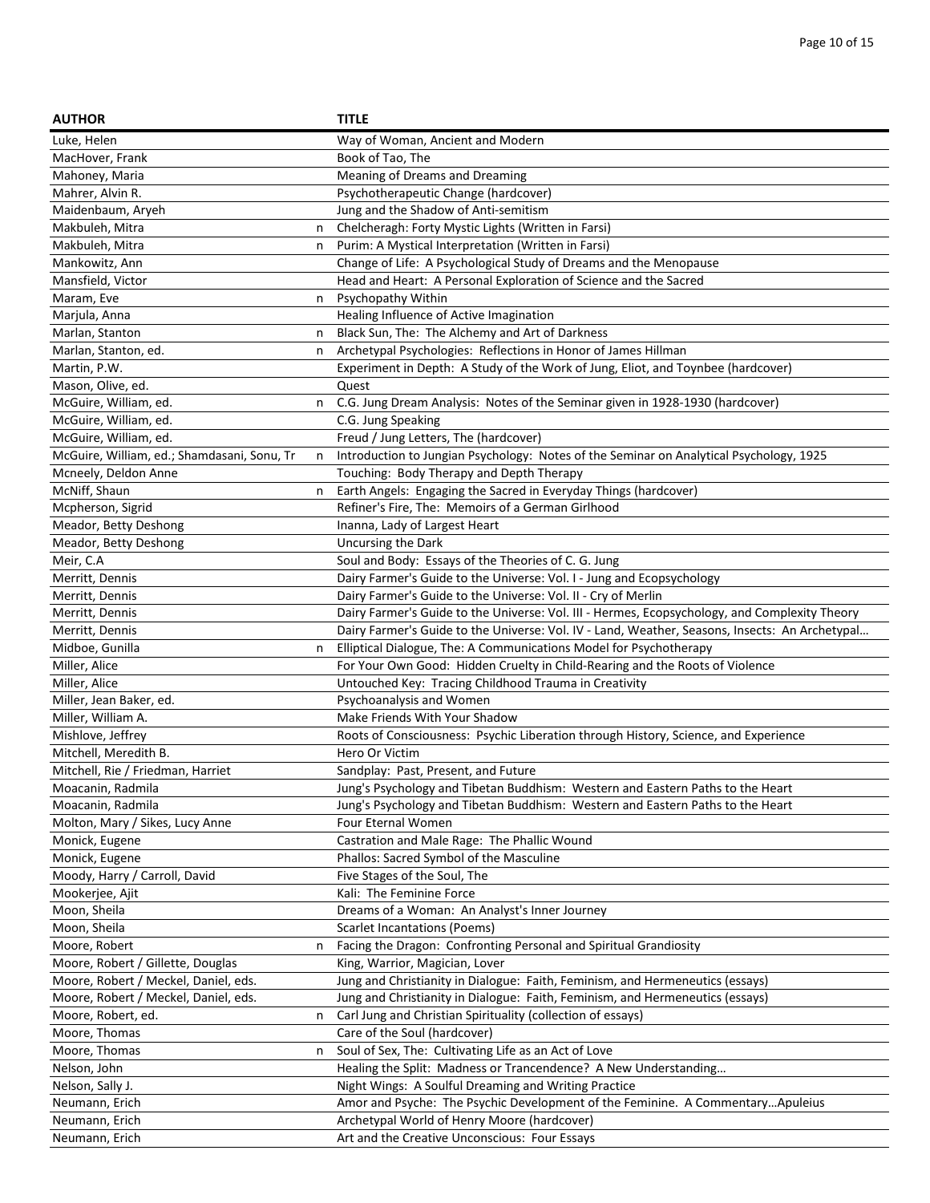| AUTHOR | | TITLE |
|---|---|---|
| Luke, Helen | | Way of Woman, Ancient and Modern |
| MacHover, Frank | | Book of Tao, The |
| Mahoney, Maria | | Meaning of Dreams and Dreaming |
| Mahrer, Alvin R. | | Psychotherapeutic Change (hardcover) |
| Maidenbaum, Aryeh | | Jung and the Shadow of Anti-semitism |
| Makbuleh, Mitra | n | Chelcheragh: Forty Mystic Lights (Written in Farsi) |
| Makbuleh, Mitra | n | Purim: A Mystical Interpretation (Written in Farsi) |
| Mankowitz, Ann | | Change of Life: A Psychological Study of Dreams and the Menopause |
| Mansfield, Victor | | Head and Heart: A Personal Exploration of Science and the Sacred |
| Maram, Eve | n | Psychopathy Within |
| Marjula, Anna | | Healing Influence of Active Imagination |
| Marlan, Stanton | n | Black Sun, The: The Alchemy and Art of Darkness |
| Marlan, Stanton, ed. | n | Archetypal Psychologies: Reflections in Honor of James Hillman |
| Martin, P.W. | | Experiment in Depth: A Study of the Work of Jung, Eliot, and Toynbee (hardcover) |
| Mason, Olive, ed. | | Quest |
| McGuire, William, ed. | n | C.G. Jung Dream Analysis: Notes of the Seminar given in 1928-1930 (hardcover) |
| McGuire, William, ed. | | C.G. Jung Speaking |
| McGuire, William, ed. | | Freud / Jung Letters, The (hardcover) |
| McGuire, William, ed.; Shamdasani, Sonu, Tr | n | Introduction to Jungian Psychology: Notes of the Seminar on Analytical Psychology, 1925 |
| Mcneely, Deldon Anne | | Touching: Body Therapy and Depth Therapy |
| McNiff, Shaun | n | Earth Angels: Engaging the Sacred in Everyday Things (hardcover) |
| Mcpherson, Sigrid | | Refiner's Fire, The: Memoirs of a German Girlhood |
| Meador, Betty Deshong | | Inanna, Lady of Largest Heart |
| Meador, Betty Deshong | | Uncursing the Dark |
| Meir, C.A | | Soul and Body: Essays of the Theories of C. G. Jung |
| Merritt, Dennis | | Dairy Farmer's Guide to the Universe: Vol. I - Jung and Ecopsychology |
| Merritt, Dennis | | Dairy Farmer's Guide to the Universe: Vol. II - Cry of Merlin |
| Merritt, Dennis | | Dairy Farmer's Guide to the Universe: Vol. III - Hermes, Ecopsychology, and Complexity Theory |
| Merritt, Dennis | | Dairy Farmer's Guide to the Universe: Vol. IV - Land, Weather, Seasons, Insects: An Archetypal… |
| Midboe, Gunilla | n | Elliptical Dialogue, The: A Communications Model for Psychotherapy |
| Miller, Alice | | For Your Own Good: Hidden Cruelty in Child-Rearing and the Roots of Violence |
| Miller, Alice | | Untouched Key: Tracing Childhood Trauma in Creativity |
| Miller, Jean Baker, ed. | | Psychoanalysis and Women |
| Miller, William A. | | Make Friends With Your Shadow |
| Mishlove, Jeffrey | | Roots of Consciousness: Psychic Liberation through History, Science, and Experience |
| Mitchell, Meredith B. | | Hero Or Victim |
| Mitchell, Rie / Friedman, Harriet | | Sandplay: Past, Present, and Future |
| Moacanin, Radmila | | Jung's Psychology and Tibetan Buddhism: Western and Eastern Paths to the Heart |
| Moacanin, Radmila | | Jung's Psychology and Tibetan Buddhism: Western and Eastern Paths to the Heart |
| Molton, Mary / Sikes, Lucy Anne | | Four Eternal Women |
| Monick, Eugene | | Castration and Male Rage: The Phallic Wound |
| Monick, Eugene | | Phallos: Sacred Symbol of the Masculine |
| Moody, Harry / Carroll, David | | Five Stages of the Soul, The |
| Mookerjee, Ajit | | Kali: The Feminine Force |
| Moon, Sheila | | Dreams of a Woman: An Analyst's Inner Journey |
| Moon, Sheila | | Scarlet Incantations (Poems) |
| Moore, Robert | n | Facing the Dragon: Confronting Personal and Spiritual Grandiosity |
| Moore, Robert / Gillette, Douglas | | King, Warrior, Magician, Lover |
| Moore, Robert / Meckel, Daniel, eds. | | Jung and Christianity in Dialogue: Faith, Feminism, and Hermeneutics (essays) |
| Moore, Robert / Meckel, Daniel, eds. | | Jung and Christianity in Dialogue: Faith, Feminism, and Hermeneutics (essays) |
| Moore, Robert, ed. | n | Carl Jung and Christian Spirituality (collection of essays) |
| Moore, Thomas | | Care of the Soul (hardcover) |
| Moore, Thomas | n | Soul of Sex, The: Cultivating Life as an Act of Love |
| Nelson, John | | Healing the Split: Madness or Trancendence? A New Understanding… |
| Nelson, Sally J. | | Night Wings: A Soulful Dreaming and Writing Practice |
| Neumann, Erich | | Amor and Psyche: The Psychic Development of the Feminine. A Commentary…Apuleius |
| Neumann, Erich | | Archetypal World of Henry Moore (hardcover) |
| Neumann, Erich | | Art and the Creative Unconscious: Four Essays |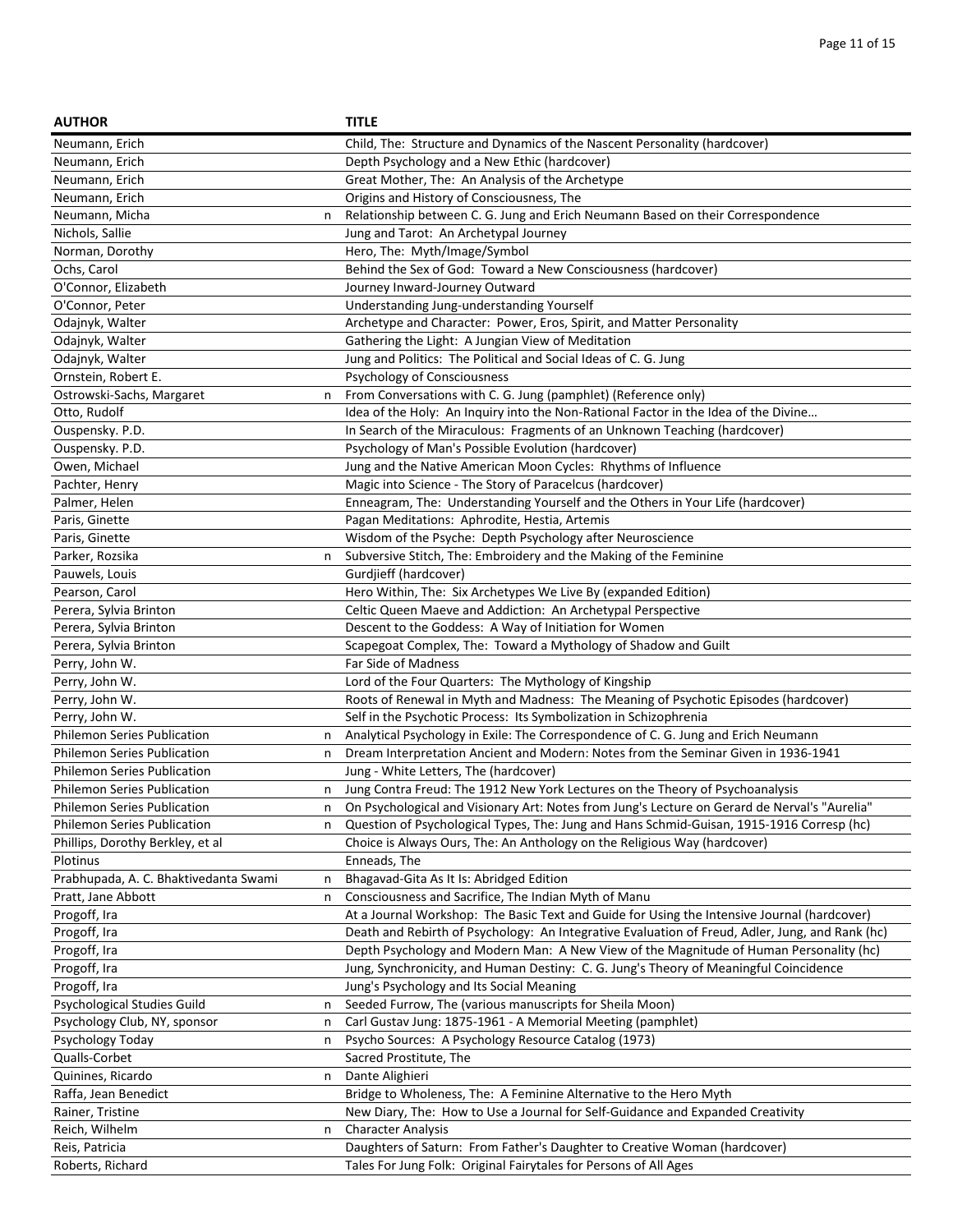| AUTHOR | | TITLE |
|---|---|---|
| Neumann, Erich | | Child, The: Structure and Dynamics of the Nascent Personality (hardcover) |
| Neumann, Erich | | Depth Psychology and a New Ethic (hardcover) |
| Neumann, Erich | | Great Mother, The: An Analysis of the Archetype |
| Neumann, Erich | | Origins and History of Consciousness, The |
| Neumann, Micha | n | Relationship between C. G. Jung and Erich Neumann Based on their Correspondence |
| Nichols, Sallie | | Jung and Tarot: An Archetypal Journey |
| Norman, Dorothy | | Hero, The: Myth/Image/Symbol |
| Ochs, Carol | | Behind the Sex of God: Toward a New Consciousness (hardcover) |
| O'Connor, Elizabeth | | Journey Inward-Journey Outward |
| O'Connor, Peter | | Understanding Jung-understanding Yourself |
| Odajnyk, Walter | | Archetype and Character: Power, Eros, Spirit, and Matter Personality |
| Odajnyk, Walter | | Gathering the Light: A Jungian View of Meditation |
| Odajnyk, Walter | | Jung and Politics: The Political and Social Ideas of C. G. Jung |
| Ornstein, Robert E. | | Psychology of Consciousness |
| Ostrowski-Sachs, Margaret | n | From Conversations with C. G. Jung (pamphlet) (Reference only) |
| Otto, Rudolf | | Idea of the Holy: An Inquiry into the Non-Rational Factor in the Idea of the Divine… |
| Ouspensky. P.D. | | In Search of the Miraculous: Fragments of an Unknown Teaching (hardcover) |
| Ouspensky. P.D. | | Psychology of Man's Possible Evolution (hardcover) |
| Owen, Michael | | Jung and the Native American Moon Cycles: Rhythms of Influence |
| Pachter, Henry | | Magic into Science - The Story of Paracelcus (hardcover) |
| Palmer, Helen | | Enneagram, The: Understanding Yourself and the Others in Your Life (hardcover) |
| Paris, Ginette | | Pagan Meditations: Aphrodite, Hestia, Artemis |
| Paris, Ginette | | Wisdom of the Psyche: Depth Psychology after Neuroscience |
| Parker, Rozsika | n | Subversive Stitch, The: Embroidery and the Making of the Feminine |
| Pauwels, Louis | | Gurdjieff (hardcover) |
| Pearson, Carol | | Hero Within, The: Six Archetypes We Live By (expanded Edition) |
| Perera, Sylvia Brinton | | Celtic Queen Maeve and Addiction: An Archetypal Perspective |
| Perera, Sylvia Brinton | | Descent to the Goddess: A Way of Initiation for Women |
| Perera, Sylvia Brinton | | Scapegoat Complex, The: Toward a Mythology of Shadow and Guilt |
| Perry, John W. | | Far Side of Madness |
| Perry, John W. | | Lord of the Four Quarters: The Mythology of Kingship |
| Perry, John W. | | Roots of Renewal in Myth and Madness: The Meaning of Psychotic Episodes (hardcover) |
| Perry, John W. | | Self in the Psychotic Process: Its Symbolization in Schizophrenia |
| Philemon Series Publication | n | Analytical Psychology in Exile: The Correspondence of C. G. Jung and Erich Neumann |
| Philemon Series Publication | n | Dream Interpretation Ancient and Modern: Notes from the Seminar Given in 1936-1941 |
| Philemon Series Publication | | Jung - White Letters, The (hardcover) |
| Philemon Series Publication | n | Jung Contra Freud: The 1912 New York Lectures on the Theory of Psychoanalysis |
| Philemon Series Publication | n | On Psychological and Visionary Art: Notes from Jung's Lecture on Gerard de Nerval's "Aurelia" |
| Philemon Series Publication | n | Question of Psychological Types, The: Jung and Hans Schmid-Guisan, 1915-1916 Corresp (hc) |
| Phillips, Dorothy Berkley, et al | | Choice is Always Ours, The: An Anthology on the Religious Way (hardcover) |
| Plotinus | | Enneads, The |
| Prabhupada, A. C. Bhaktivedanta Swami | n | Bhagavad-Gita As It Is: Abridged Edition |
| Pratt, Jane Abbott | n | Consciousness and Sacrifice, The Indian Myth of Manu |
| Progoff, Ira | | At a Journal Workshop: The Basic Text and Guide for Using the Intensive Journal (hardcover) |
| Progoff, Ira | | Death and Rebirth of Psychology: An Integrative Evaluation of Freud, Adler, Jung, and Rank (hc) |
| Progoff, Ira | | Depth Psychology and Modern Man: A New View of the Magnitude of Human Personality (hc) |
| Progoff, Ira | | Jung, Synchronicity, and Human Destiny: C. G. Jung's Theory of Meaningful Coincidence |
| Progoff, Ira | | Jung's Psychology and Its Social Meaning |
| Psychological Studies Guild | n | Seeded Furrow, The (various manuscripts for Sheila Moon) |
| Psychology Club, NY, sponsor | n | Carl Gustav Jung: 1875-1961 - A Memorial Meeting (pamphlet) |
| Psychology Today | n | Psycho Sources: A Psychology Resource Catalog (1973) |
| Qualls-Corbet | | Sacred Prostitute, The |
| Quinines, Ricardo | n | Dante Alighieri |
| Raffa, Jean Benedict | | Bridge to Wholeness, The: A Feminine Alternative to the Hero Myth |
| Rainer, Tristine | | New Diary, The: How to Use a Journal for Self-Guidance and Expanded Creativity |
| Reich, Wilhelm | n | Character Analysis |
| Reis, Patricia | | Daughters of Saturn: From Father's Daughter to Creative Woman (hardcover) |
| Roberts, Richard | | Tales For Jung Folk: Original Fairytales for Persons of All Ages |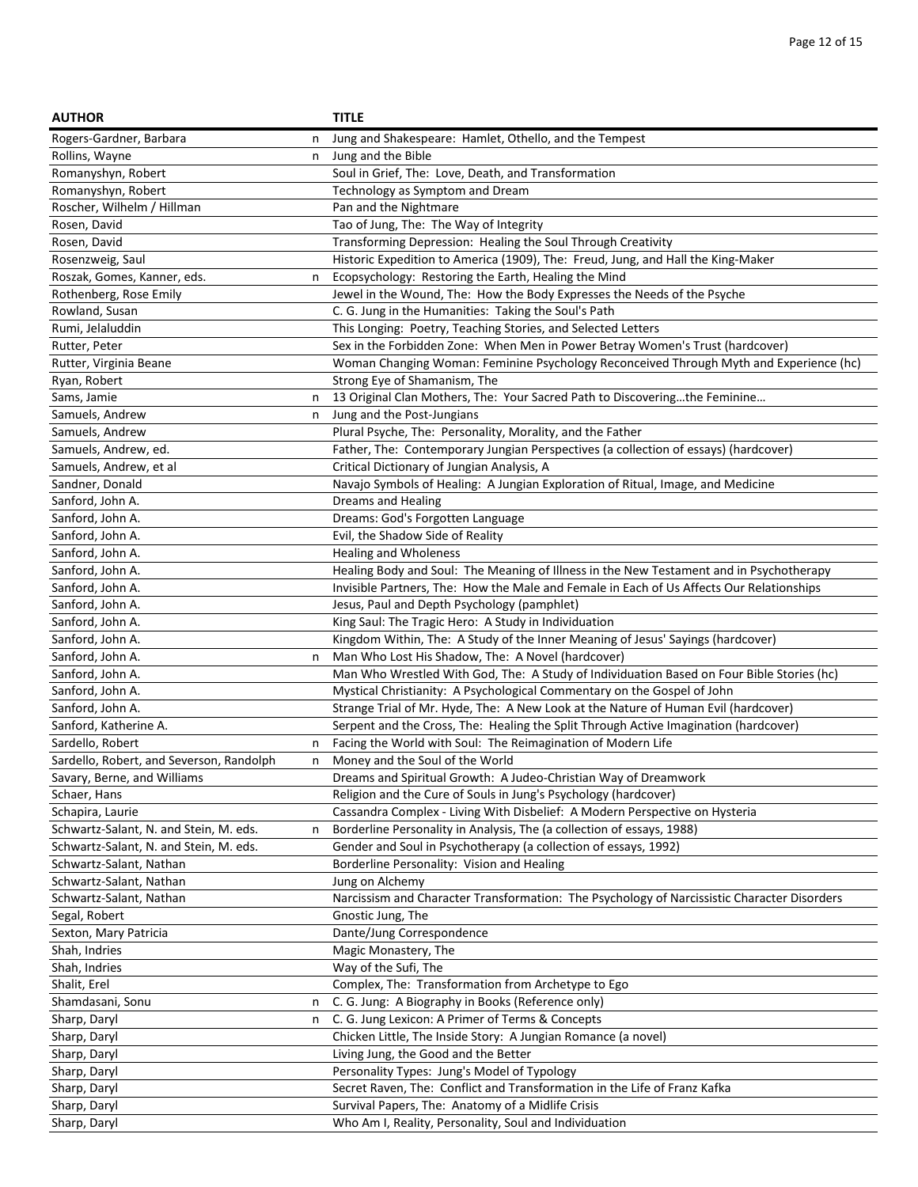| AUTHOR | | TITLE |
|---|---|---|
| Rogers-Gardner, Barbara | n | Jung and Shakespeare: Hamlet, Othello, and the Tempest |
| Rollins, Wayne | n | Jung and the Bible |
| Romanyshyn, Robert | | Soul in Grief, The: Love, Death, and Transformation |
| Romanyshyn, Robert | | Technology as Symptom and Dream |
| Roscher, Wilhelm / Hillman | | Pan and the Nightmare |
| Rosen, David | | Tao of Jung, The: The Way of Integrity |
| Rosen, David | | Transforming Depression: Healing the Soul Through Creativity |
| Rosenzweig, Saul | | Historic Expedition to America (1909), The: Freud, Jung, and Hall the King-Maker |
| Roszak, Gomes, Kanner, eds. | n | Ecopsychology: Restoring the Earth, Healing the Mind |
| Rothenberg, Rose Emily | | Jewel in the Wound, The: How the Body Expresses the Needs of the Psyche |
| Rowland, Susan | | C. G. Jung in the Humanities: Taking the Soul's Path |
| Rumi, Jelaluddin | | This Longing: Poetry, Teaching Stories, and Selected Letters |
| Rutter, Peter | | Sex in the Forbidden Zone: When Men in Power Betray Women's Trust (hardcover) |
| Rutter, Virginia Beane | | Woman Changing Woman: Feminine Psychology Reconceived Through Myth and Experience (hc) |
| Ryan, Robert | | Strong Eye of Shamanism, The |
| Sams, Jamie | n | 13 Original Clan Mothers, The: Your Sacred Path to Discovering…the Feminine… |
| Samuels, Andrew | n | Jung and the Post-Jungians |
| Samuels, Andrew | | Plural Psyche, The: Personality, Morality, and the Father |
| Samuels, Andrew, ed. | | Father, The: Contemporary Jungian Perspectives (a collection of essays) (hardcover) |
| Samuels, Andrew, et al | | Critical Dictionary of Jungian Analysis, A |
| Sandner, Donald | | Navajo Symbols of Healing: A Jungian Exploration of Ritual, Image, and Medicine |
| Sanford, John A. | | Dreams and Healing |
| Sanford, John A. | | Dreams: God's Forgotten Language |
| Sanford, John A. | | Evil, the Shadow Side of Reality |
| Sanford, John A. | | Healing and Wholeness |
| Sanford, John A. | | Healing Body and Soul: The Meaning of Illness in the New Testament and in Psychotherapy |
| Sanford, John A. | | Invisible Partners, The: How the Male and Female in Each of Us Affects Our Relationships |
| Sanford, John A. | | Jesus, Paul and Depth Psychology (pamphlet) |
| Sanford, John A. | | King Saul: The Tragic Hero: A Study in Individuation |
| Sanford, John A. | | Kingdom Within, The: A Study of the Inner Meaning of Jesus' Sayings (hardcover) |
| Sanford, John A. | n | Man Who Lost His Shadow, The: A Novel (hardcover) |
| Sanford, John A. | | Man Who Wrestled With God, The: A Study of Individuation Based on Four Bible Stories (hc) |
| Sanford, John A. | | Mystical Christianity: A Psychological Commentary on the Gospel of John |
| Sanford, John A. | | Strange Trial of Mr. Hyde, The: A New Look at the Nature of Human Evil (hardcover) |
| Sanford, Katherine A. | | Serpent and the Cross, The: Healing the Split Through Active Imagination (hardcover) |
| Sardello, Robert | n | Facing the World with Soul: The Reimagination of Modern Life |
| Sardello, Robert, and Severson, Randolph | n | Money and the Soul of the World |
| Savary, Berne, and Williams | | Dreams and Spiritual Growth: A Judeo-Christian Way of Dreamwork |
| Schaer, Hans | | Religion and the Cure of Souls in Jung's Psychology (hardcover) |
| Schapira, Laurie | | Cassandra Complex - Living With Disbelief: A Modern Perspective on Hysteria |
| Schwartz-Salant, N. and Stein, M. eds. | n | Borderline Personality in Analysis, The (a collection of essays, 1988) |
| Schwartz-Salant, N. and Stein, M. eds. | | Gender and Soul in Psychotherapy (a collection of essays, 1992) |
| Schwartz-Salant, Nathan | | Borderline Personality: Vision and Healing |
| Schwartz-Salant, Nathan | | Jung on Alchemy |
| Schwartz-Salant, Nathan | | Narcissism and Character Transformation: The Psychology of Narcissistic Character Disorders |
| Segal, Robert | | Gnostic Jung, The |
| Sexton, Mary Patricia | | Dante/Jung Correspondence |
| Shah, Indries | | Magic Monastery, The |
| Shah, Indries | | Way of the Sufi, The |
| Shalit, Erel | | Complex, The: Transformation from Archetype to Ego |
| Shamdasani, Sonu | n | C. G. Jung: A Biography in Books (Reference only) |
| Sharp, Daryl | n | C. G. Jung Lexicon: A Primer of Terms & Concepts |
| Sharp, Daryl | | Chicken Little, The Inside Story: A Jungian Romance (a novel) |
| Sharp, Daryl | | Living Jung, the Good and the Better |
| Sharp, Daryl | | Personality Types: Jung's Model of Typology |
| Sharp, Daryl | | Secret Raven, The: Conflict and Transformation in the Life of Franz Kafka |
| Sharp, Daryl | | Survival Papers, The: Anatomy of a Midlife Crisis |
| Sharp, Daryl | | Who Am I, Reality, Personality, Soul and Individuation |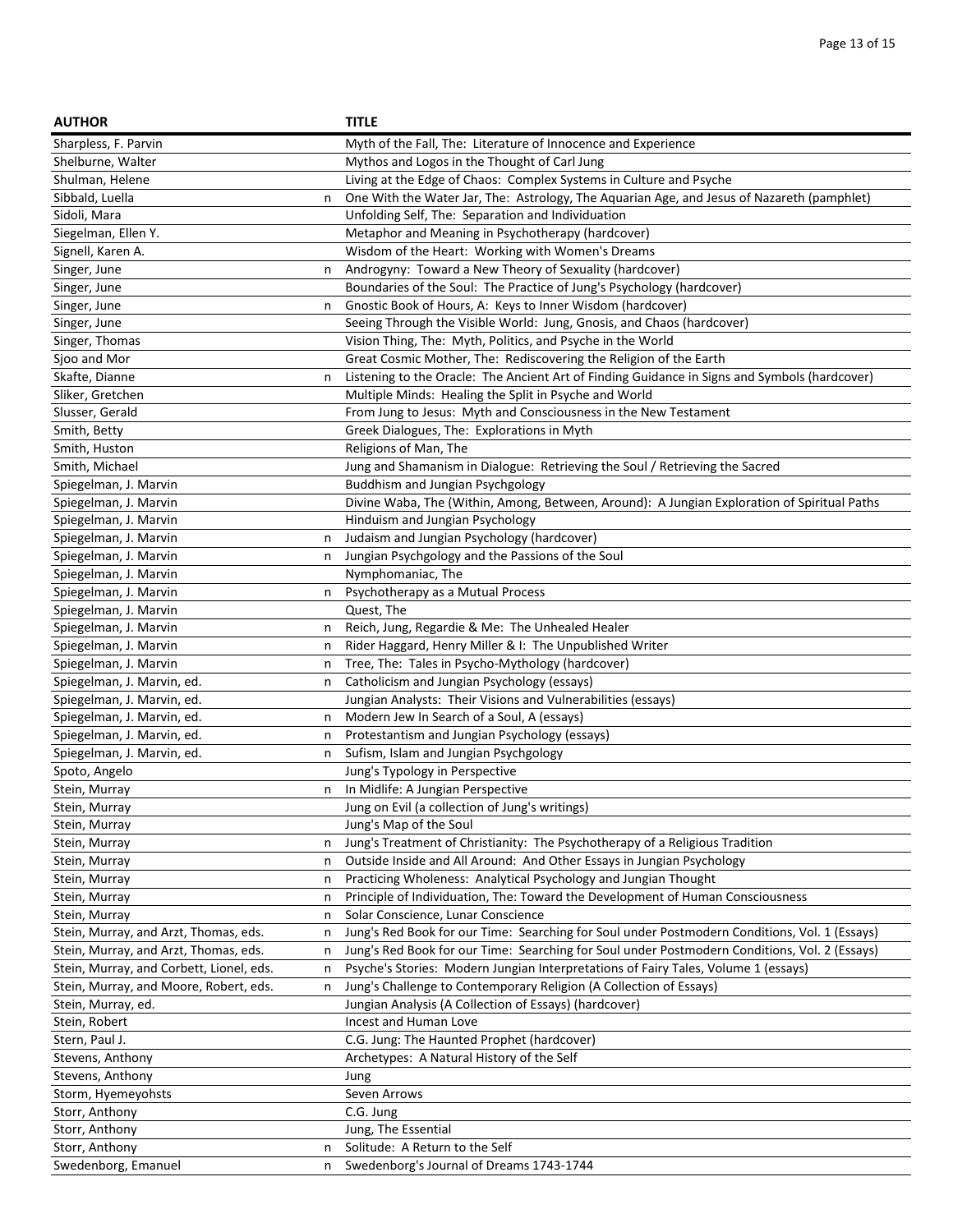| AUTHOR | | TITLE |
|---|---|---|
| Sharpless, F. Parvin | | Myth of the Fall, The: Literature of Innocence and Experience |
| Shelburne, Walter | | Mythos and Logos in the Thought of Carl Jung |
| Shulman, Helene | | Living at the Edge of Chaos: Complex Systems in Culture and Psyche |
| Sibbald, Luella | n | One With the Water Jar, The: Astrology, The Aquarian Age, and Jesus of Nazareth (pamphlet) |
| Sidoli, Mara | | Unfolding Self, The: Separation and Individuation |
| Siegelman, Ellen Y. | | Metaphor and Meaning in Psychotherapy (hardcover) |
| Signell, Karen A. | | Wisdom of the Heart: Working with Women's Dreams |
| Singer, June | n | Androgyny: Toward a New Theory of Sexuality (hardcover) |
| Singer, June | | Boundaries of the Soul: The Practice of Jung's Psychology (hardcover) |
| Singer, June | n | Gnostic Book of Hours, A: Keys to Inner Wisdom (hardcover) |
| Singer, June | | Seeing Through the Visible World: Jung, Gnosis, and Chaos (hardcover) |
| Singer, Thomas | | Vision Thing, The: Myth, Politics, and Psyche in the World |
| Sjoo and Mor | | Great Cosmic Mother, The: Rediscovering the Religion of the Earth |
| Skafte, Dianne | n | Listening to the Oracle: The Ancient Art of Finding Guidance in Signs and Symbols (hardcover) |
| Sliker, Gretchen | | Multiple Minds: Healing the Split in Psyche and World |
| Slusser, Gerald | | From Jung to Jesus: Myth and Consciousness in the New Testament |
| Smith, Betty | | Greek Dialogues, The: Explorations in Myth |
| Smith, Huston | | Religions of Man, The |
| Smith, Michael | | Jung and Shamanism in Dialogue: Retrieving the Soul / Retrieving the Sacred |
| Spiegelman, J. Marvin | | Buddhism and Jungian Psychgology |
| Spiegelman, J. Marvin | | Divine Waba, The (Within, Among, Between, Around): A Jungian Exploration of Spiritual Paths |
| Spiegelman, J. Marvin | | Hinduism and Jungian Psychology |
| Spiegelman, J. Marvin | n | Judaism and Jungian Psychology (hardcover) |
| Spiegelman, J. Marvin | n | Jungian Psychgology and the Passions of the Soul |
| Spiegelman, J. Marvin | | Nymphomaniac, The |
| Spiegelman, J. Marvin | n | Psychotherapy as a Mutual Process |
| Spiegelman, J. Marvin | | Quest, The |
| Spiegelman, J. Marvin | n | Reich, Jung, Regardie & Me: The Unhealed Healer |
| Spiegelman, J. Marvin | n | Rider Haggard, Henry Miller & I: The Unpublished Writer |
| Spiegelman, J. Marvin | n | Tree, The: Tales in Psycho-Mythology (hardcover) |
| Spiegelman, J. Marvin, ed. | n | Catholicism and Jungian Psychology (essays) |
| Spiegelman, J. Marvin, ed. | | Jungian Analysts: Their Visions and Vulnerabilities (essays) |
| Spiegelman, J. Marvin, ed. | n | Modern Jew In Search of a Soul, A (essays) |
| Spiegelman, J. Marvin, ed. | n | Protestantism and Jungian Psychology (essays) |
| Spiegelman, J. Marvin, ed. | n | Sufism, Islam and Jungian Psychgology |
| Spoto, Angelo | | Jung's Typology in Perspective |
| Stein, Murray | n | In Midlife: A Jungian Perspective |
| Stein, Murray | | Jung on Evil (a collection of Jung's writings) |
| Stein, Murray | | Jung's Map of the Soul |
| Stein, Murray | n | Jung's Treatment of Christianity: The Psychotherapy of a Religious Tradition |
| Stein, Murray | n | Outside Inside and All Around: And Other Essays in Jungian Psychology |
| Stein, Murray | n | Practicing Wholeness: Analytical Psychology and Jungian Thought |
| Stein, Murray | n | Principle of Individuation, The: Toward the Development of Human Consciousness |
| Stein, Murray | n | Solar Conscience, Lunar Conscience |
| Stein, Murray, and Arzt, Thomas, eds. | n | Jung's Red Book for our Time: Searching for Soul under Postmodern Conditions, Vol. 1 (Essays) |
| Stein, Murray, and Arzt, Thomas, eds. | n | Jung's Red Book for our Time: Searching for Soul under Postmodern Conditions, Vol. 2 (Essays) |
| Stein, Murray, and Corbett, Lionel, eds. | n | Psyche's Stories: Modern Jungian Interpretations of Fairy Tales, Volume 1 (essays) |
| Stein, Murray, and Moore, Robert, eds. | n | Jung's Challenge to Contemporary Religion (A Collection of Essays) |
| Stein, Murray, ed. | | Jungian Analysis (A Collection of Essays) (hardcover) |
| Stein, Robert | | Incest and Human Love |
| Stern, Paul J. | | C.G. Jung: The Haunted Prophet (hardcover) |
| Stevens, Anthony | | Archetypes: A Natural History of the Self |
| Stevens, Anthony | | Jung |
| Storm, Hyemeyohsts | | Seven Arrows |
| Storr, Anthony | | C.G. Jung |
| Storr, Anthony | | Jung, The Essential |
| Storr, Anthony | n | Solitude: A Return to the Self |
| Swedenborg, Emanuel | n | Swedenborg's Journal of Dreams 1743-1744 |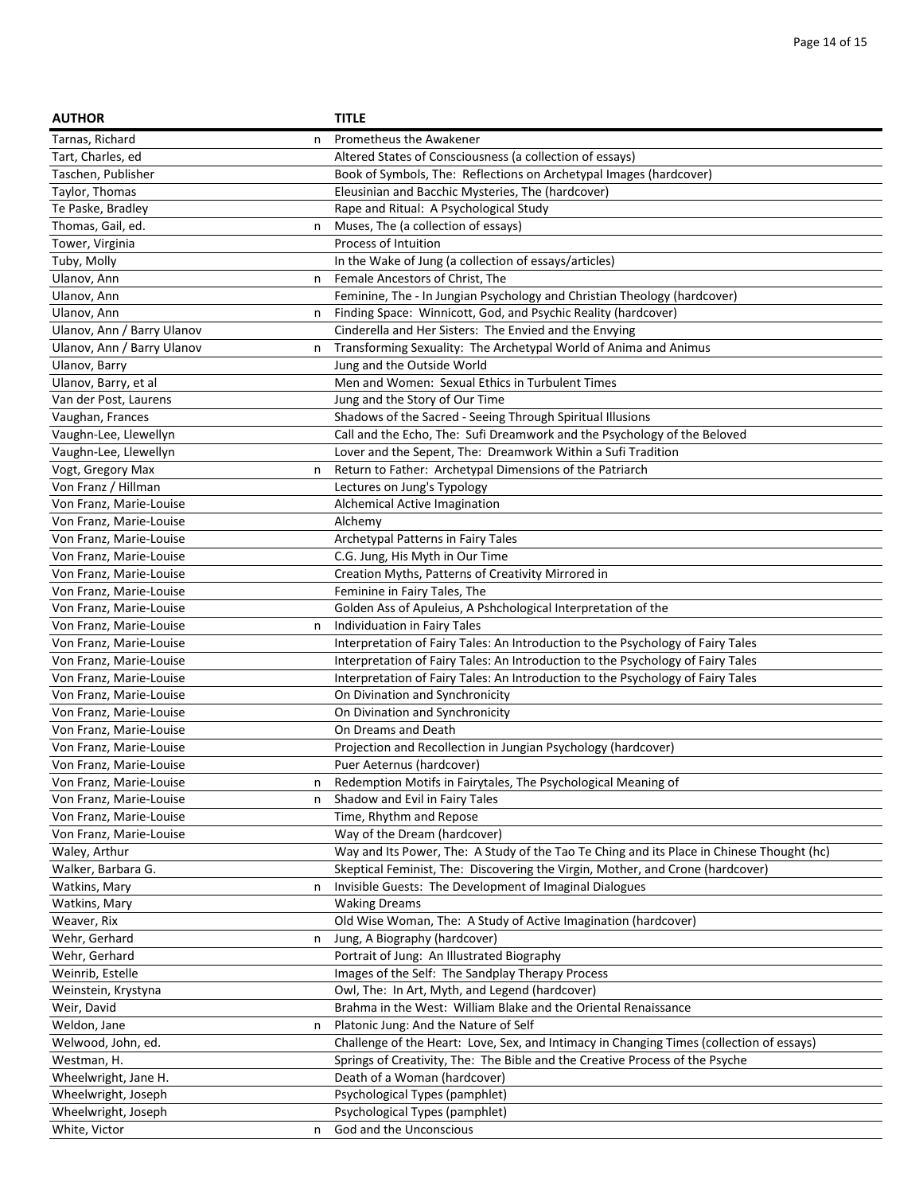| AUTHOR | | TITLE |
|---|---|---|
| Tarnas, Richard | n | Prometheus the Awakener |
| Tart, Charles, ed | | Altered States of Consciousness (a collection of essays) |
| Taschen, Publisher | | Book of Symbols, The: Reflections on Archetypal Images (hardcover) |
| Taylor, Thomas | | Eleusinian and Bacchic Mysteries, The (hardcover) |
| Te Paske, Bradley | | Rape and Ritual: A Psychological Study |
| Thomas, Gail, ed. | n | Muses, The (a collection of essays) |
| Tower, Virginia | | Process of Intuition |
| Tuby, Molly | | In the Wake of Jung (a collection of essays/articles) |
| Ulanov, Ann | n | Female Ancestors of Christ, The |
| Ulanov, Ann | | Feminine, The - In Jungian Psychology and Christian Theology (hardcover) |
| Ulanov, Ann | n | Finding Space: Winnicott, God, and Psychic Reality (hardcover) |
| Ulanov, Ann / Barry Ulanov | | Cinderella and Her Sisters: The Envied and the Envying |
| Ulanov, Ann / Barry Ulanov | n | Transforming Sexuality: The Archetypal World of Anima and Animus |
| Ulanov, Barry | | Jung and the Outside World |
| Ulanov, Barry, et al | | Men and Women: Sexual Ethics in Turbulent Times |
| Van der Post, Laurens | | Jung and the Story of Our Time |
| Vaughan, Frances | | Shadows of the Sacred - Seeing Through Spiritual Illusions |
| Vaughn-Lee, Llewellyn | | Call and the Echo, The: Sufi Dreamwork and the Psychology of the Beloved |
| Vaughn-Lee, Llewellyn | | Lover and the Sepent, The: Dreamwork Within a Sufi Tradition |
| Vogt, Gregory Max | n | Return to Father: Archetypal Dimensions of the Patriarch |
| Von Franz / Hillman | | Lectures on Jung's Typology |
| Von Franz, Marie-Louise | | Alchemical Active Imagination |
| Von Franz, Marie-Louise | | Alchemy |
| Von Franz, Marie-Louise | | Archetypal Patterns in Fairy Tales |
| Von Franz, Marie-Louise | | C.G. Jung, His Myth in Our Time |
| Von Franz, Marie-Louise | | Creation Myths, Patterns of Creativity Mirrored in |
| Von Franz, Marie-Louise | | Feminine in Fairy Tales, The |
| Von Franz, Marie-Louise | | Golden Ass of Apuleius, A Pshchological Interpretation of the |
| Von Franz, Marie-Louise | n | Individuation in Fairy Tales |
| Von Franz, Marie-Louise | | Interpretation of Fairy Tales: An Introduction to the Psychology of Fairy Tales |
| Von Franz, Marie-Louise | | Interpretation of Fairy Tales: An Introduction to the Psychology of Fairy Tales |
| Von Franz, Marie-Louise | | Interpretation of Fairy Tales: An Introduction to the Psychology of Fairy Tales |
| Von Franz, Marie-Louise | | On Divination and Synchronicity |
| Von Franz, Marie-Louise | | On Divination and Synchronicity |
| Von Franz, Marie-Louise | | On Dreams and Death |
| Von Franz, Marie-Louise | | Projection and Recollection in Jungian Psychology (hardcover) |
| Von Franz, Marie-Louise | | Puer Aeternus (hardcover) |
| Von Franz, Marie-Louise | n | Redemption Motifs in Fairytales, The Psychological Meaning of |
| Von Franz, Marie-Louise | n | Shadow and Evil in Fairy Tales |
| Von Franz, Marie-Louise | | Time, Rhythm and Repose |
| Von Franz, Marie-Louise | | Way of the Dream (hardcover) |
| Waley, Arthur | | Way and Its Power, The: A Study of the Tao Te Ching and its Place in Chinese Thought (hc) |
| Walker, Barbara G. | | Skeptical Feminist, The: Discovering the Virgin, Mother, and Crone (hardcover) |
| Watkins, Mary | n | Invisible Guests: The Development of Imaginal Dialogues |
| Watkins, Mary | | Waking Dreams |
| Weaver, Rix | | Old Wise Woman, The: A Study of Active Imagination (hardcover) |
| Wehr, Gerhard | n | Jung, A Biography (hardcover) |
| Wehr, Gerhard | | Portrait of Jung: An Illustrated Biography |
| Weinrib, Estelle | | Images of the Self: The Sandplay Therapy Process |
| Weinstein, Krystyna | | Owl, The: In Art, Myth, and Legend (hardcover) |
| Weir, David | | Brahma in the West: William Blake and the Oriental Renaissance |
| Weldon, Jane | n | Platonic Jung: And the Nature of Self |
| Welwood, John, ed. | | Challenge of the Heart: Love, Sex, and Intimacy in Changing Times (collection of essays) |
| Westman, H. | | Springs of Creativity, The: The Bible and the Creative Process of the Psyche |
| Wheelwright, Jane H. | | Death of a Woman (hardcover) |
| Wheelwright, Joseph | | Psychological Types (pamphlet) |
| Wheelwright, Joseph | | Psychological Types (pamphlet) |
| White, Victor | n | God and the Unconscious |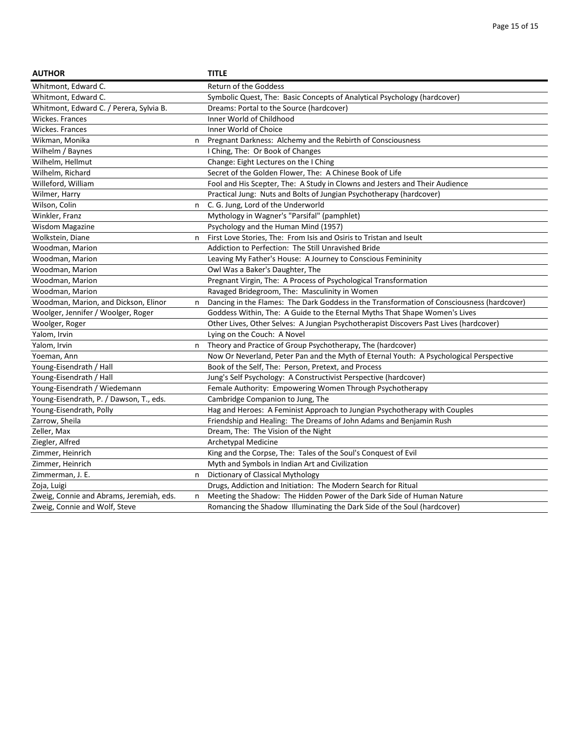| AUTHOR | | TITLE |
| --- | --- | --- |
| Whitmont, Edward C. | | Return of the Goddess |
| Whitmont, Edward C. | | Symbolic Quest, The: Basic Concepts of Analytical Psychology (hardcover) |
| Whitmont, Edward C. / Perera, Sylvia B. | | Dreams: Portal to the Source (hardcover) |
| Wickes. Frances | | Inner World of Childhood |
| Wickes. Frances | | Inner World of Choice |
| Wikman, Monika | n | Pregnant Darkness: Alchemy and the Rebirth of Consciousness |
| Wilhelm / Baynes | | I Ching, The: Or Book of Changes |
| Wilhelm, Hellmut | | Change: Eight Lectures on the I Ching |
| Wilhelm, Richard | | Secret of the Golden Flower, The: A Chinese Book of Life |
| Willeford, William | | Fool and His Scepter, The: A Study in Clowns and Jesters and Their Audience |
| Wilmer, Harry | | Practical Jung: Nuts and Bolts of Jungian Psychotherapy (hardcover) |
| Wilson, Colin | n | C. G. Jung, Lord of the Underworld |
| Winkler, Franz | | Mythology in Wagner's "Parsifal" (pamphlet) |
| Wisdom Magazine | | Psychology and the Human Mind (1957) |
| Wolkstein, Diane | n | First Love Stories, The: From Isis and Osiris to Tristan and Iseult |
| Woodman, Marion | | Addiction to Perfection: The Still Unravished Bride |
| Woodman, Marion | | Leaving My Father's House: A Journey to Conscious Femininity |
| Woodman, Marion | | Owl Was a Baker's Daughter, The |
| Woodman, Marion | | Pregnant Virgin, The: A Process of Psychological Transformation |
| Woodman, Marion | | Ravaged Bridegroom, The: Masculinity in Women |
| Woodman, Marion, and Dickson, Elinor | n | Dancing in the Flames: The Dark Goddess in the Transformation of Consciousness (hardcover) |
| Woolger, Jennifer / Woolger, Roger | | Goddess Within, The: A Guide to the Eternal Myths That Shape Women's Lives |
| Woolger, Roger | | Other Lives, Other Selves: A Jungian Psychotherapist Discovers Past Lives (hardcover) |
| Yalom, Irvin | | Lying on the Couch: A Novel |
| Yalom, Irvin | n | Theory and Practice of Group Psychotherapy, The (hardcover) |
| Yoeman, Ann | | Now Or Neverland, Peter Pan and the Myth of Eternal Youth: A Psychological Perspective |
| Young-Eisendrath / Hall | | Book of the Self, The: Person, Pretext, and Process |
| Young-Eisendrath / Hall | | Jung's Self Psychology: A Constructivist Perspective (hardcover) |
| Young-Eisendrath / Wiedemann | | Female Authority: Empowering Women Through Psychotherapy |
| Young-Eisendrath, P. / Dawson, T., eds. | | Cambridge Companion to Jung, The |
| Young-Eisendrath, Polly | | Hag and Heroes: A Feminist Approach to Jungian Psychotherapy with Couples |
| Zarrow, Sheila | | Friendship and Healing: The Dreams of John Adams and Benjamin Rush |
| Zeller, Max | | Dream, The: The Vision of the Night |
| Ziegler, Alfred | | Archetypal Medicine |
| Zimmer, Heinrich | | King and the Corpse, The: Tales of the Soul's Conquest of Evil |
| Zimmer, Heinrich | | Myth and Symbols in Indian Art and Civilization |
| Zimmerman, J. E. | n | Dictionary of Classical Mythology |
| Zoja, Luigi | | Drugs, Addiction and Initiation: The Modern Search for Ritual |
| Zweig, Connie and Abrams, Jeremiah, eds. | n | Meeting the Shadow: The Hidden Power of the Dark Side of Human Nature |
| Zweig, Connie and Wolf, Steve | | Romancing the Shadow Illuminating the Dark Side of the Soul (hardcover) |